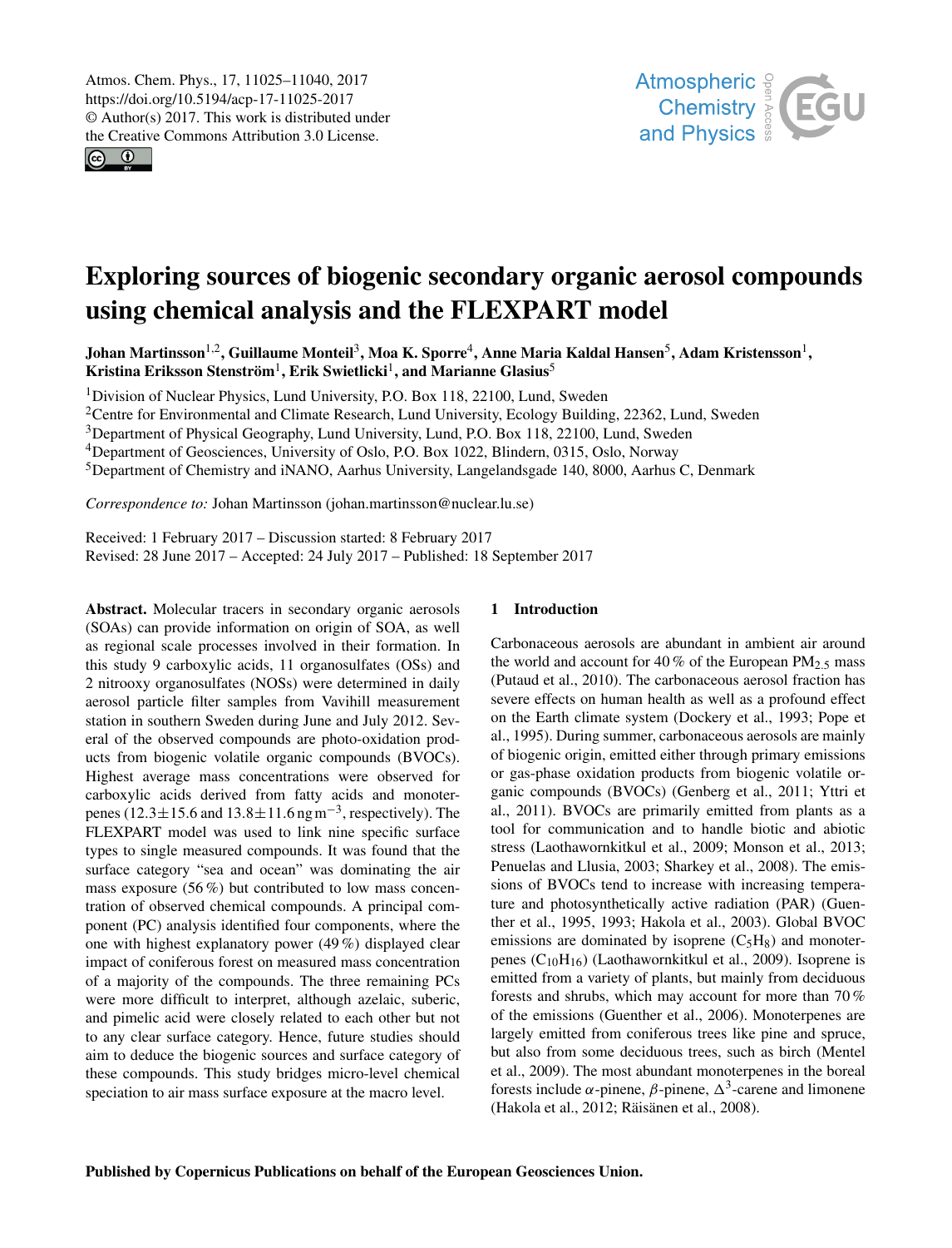# Exploring sources of biogenic secondary organic aerosol compounds using chemical analysis and the FLEXPART model

**Johan Martinsson[1,2], Guillaume Monteil[3], Moa K. Sporre[4], Anne Maria Kaldal Hansen[5], Adam Kristensson[1], Kristina Eriksson Stenström[1], Erik Swietlicki[1], and Marianne Glasius[5]**

[1]Division of Nuclear Physics, Lund University, P.O. Box 118, 22100, Lund, Sweden
[2]Centre for Environmental and Climate Research, Lund University, Ecology Building, 22362, Lund, Sweden
[3]Department of Physical Geography, Lund University, Lund, P.O. Box 118, 22100, Lund, Sweden
[4]Department of Geosciences, University of Oslo, P.O. Box 1022, Blindern, 0315, Oslo, Norway
[5]Department of Chemistry and iNANO, Aarhus University, Langelandsgade 140, 8000, Aarhus C, Denmark

*Correspondence to:* Johan Martinsson (johan.martinsson@nuclear.lu.se)

Received: 1 February 2017 – Discussion started: 8 February 2017
Revised: 28 June 2017 – Accepted: 24 July 2017 – Published: 18 September 2017

**Abstract.** Molecular tracers in secondary organic aerosols (SOAs) can provide information on origin of SOA, as well as regional scale processes involved in their formation. In this study 9 carboxylic acids, 11 organosulfates (OSs) and 2 nitrooxy organosulfates (NOSs) were determined in daily aerosol particle filter samples from Vavihill measurement station in southern Sweden during June and July 2012. Several of the observed compounds are photo-oxidation products from biogenic volatile organic compounds (BVOCs). Highest average mass concentrations were observed for carboxylic acids derived from fatty acids and monoterpenes ($12.3\pm15.6$ and $13.8\pm11.6\,\mathrm{ng\,m^{-3}}$, respectively). The FLEXPART model was used to link nine specific surface types to single measured compounds. It was found that the surface category "sea and ocean" was dominating the air mass exposure (56 %) but contributed to low mass concentration of observed chemical compounds. A principal component (PC) analysis identified four components, where the one with highest explanatory power (49 %) displayed clear impact of coniferous forest on measured mass concentration of a majority of the compounds. The three remaining PCs were more difficult to interpret, although azelaic, suberic, and pimelic acid were closely related to each other but not to any clear surface category. Hence, future studies should aim to deduce the biogenic sources and surface category of these compounds. This study bridges micro-level chemical speciation to air mass surface exposure at the macro level.

## 1 Introduction

Carbonaceous aerosols are abundant in ambient air around the world and account for 40 % of the European $PM_{2.5}$ mass (Putaud et al., 2010). The carbonaceous aerosol fraction has severe effects on human health as well as a profound effect on the Earth climate system (Dockery et al., 1993; Pope et al., 1995). During summer, carbonaceous aerosols are mainly of biogenic origin, emitted either through primary emissions or gas-phase oxidation products from biogenic volatile organic compounds (BVOCs) (Genberg et al., 2011; Yttri et al., 2011). BVOCs are primarily emitted from plants as a tool for communication and to handle biotic and abiotic stress (Laothawornkitkul et al., 2009; Monson et al., 2013; Penuelas and Llusia, 2003; Sharkey et al., 2008). The emissions of BVOCs tend to increase with increasing temperature and photosynthetically active radiation (PAR) (Guenther et al., 1995, 1993; Hakola et al., 2003). Global BVOC emissions are dominated by isoprene ($C_5H_8$) and monoterpenes ($C_{10}H_{16}$) (Laothawornkitkul et al., 2009). Isoprene is emitted from a variety of plants, but mainly from deciduous forests and shrubs, which may account for more than 70 % of the emissions (Guenther et al., 2006). Monoterpenes are largely emitted from coniferous trees like pine and spruce, but also from some deciduous trees, such as birch (Mentel et al., 2009). The most abundant monoterpenes in the boreal forests include $\alpha$-pinene, $\beta$-pinene, $\Delta^3$-carene and limonene (Hakola et al., 2012; Räisänen et al., 2008).

**Published by Copernicus Publications on behalf of the European Geosciences Union.**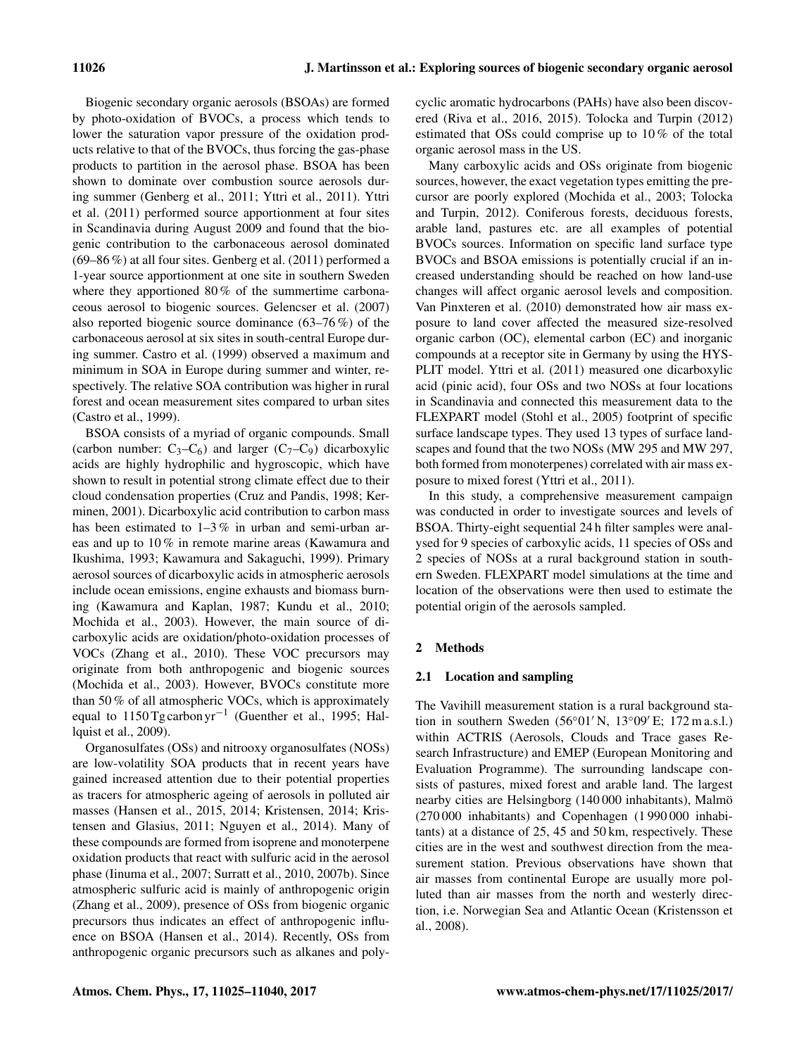Biogenic secondary organic aerosols (BSOAs) are formed by photo-oxidation of BVOCs, a process which tends to lower the saturation vapor pressure of the oxidation products relative to that of the BVOCs, thus forcing the gas-phase products to partition in the aerosol phase. BSOA has been shown to dominate over combustion source aerosols during summer (Genberg et al., 2011; Yttri et al., 2011). Yttri et al. (2011) performed source apportionment at four sites in Scandinavia during August 2009 and found that the biogenic contribution to the carbonaceous aerosol dominated (69–86 %) at all four sites. Genberg et al. (2011) performed a 1-year source apportionment at one site in southern Sweden where they apportioned 80 % of the summertime carbonaceous aerosol to biogenic sources. Gelencser et al. (2007) also reported biogenic source dominance (63–76 %) of the carbonaceous aerosol at six sites in south-central Europe during summer. Castro et al. (1999) observed a maximum and minimum in SOA in Europe during summer and winter, respectively. The relative SOA contribution was higher in rural forest and ocean measurement sites compared to urban sites (Castro et al., 1999).

BSOA consists of a myriad of organic compounds. Small (carbon number: $C_3$–$C_6$) and larger ($C_7$–$C_9$) dicarboxylic acids are highly hydrophilic and hygroscopic, which have shown to result in potential strong climate effect due to their cloud condensation properties (Cruz and Pandis, 1998; Kerminen, 2001). Dicarboxylic acid contribution to carbon mass has been estimated to 1–3 % in urban and semi-urban areas and up to 10 % in remote marine areas (Kawamura and Ikushima, 1993; Kawamura and Sakaguchi, 1999). Primary aerosol sources of dicarboxylic acids in atmospheric aerosols include ocean emissions, engine exhausts and biomass burning (Kawamura and Kaplan, 1987; Kundu et al., 2010; Mochida et al., 2003). However, the main source of dicarboxylic acids are oxidation/photo-oxidation processes of VOCs (Zhang et al., 2010). These VOC precursors may originate from both anthropogenic and biogenic sources (Mochida et al., 2003). However, BVOCs constitute more than 50 % of all atmospheric VOCs, which is approximately equal to 1150 Tg carbon $yr^{-1}$ (Guenther et al., 1995; Hallquist et al., 2009).

Organosulfates (OSs) and nitrooxy organosulfates (NOSs) are low-volatility SOA products that in recent years have gained increased attention due to their potential properties as tracers for atmospheric ageing of aerosols in polluted air masses (Hansen et al., 2015, 2014; Kristensen, 2014; Kristensen and Glasius, 2011; Nguyen et al., 2014). Many of these compounds are formed from isoprene and monoterpene oxidation products that react with sulfuric acid in the aerosol phase (Iinuma et al., 2007; Surratt et al., 2010, 2007b). Since atmospheric sulfuric acid is mainly of anthropogenic origin (Zhang et al., 2009), presence of OSs from biogenic organic precursors thus indicates an effect of anthropogenic influence on BSOA (Hansen et al., 2014). Recently, OSs from anthropogenic organic precursors such as alkanes and polycyclic aromatic hydrocarbons (PAHs) have also been discovered (Riva et al., 2016, 2015). Tolocka and Turpin (2012) estimated that OSs could comprise up to 10 % of the total organic aerosol mass in the US.

Many carboxylic acids and OSs originate from biogenic sources, however, the exact vegetation types emitting the precursor are poorly explored (Mochida et al., 2003; Tolocka and Turpin, 2012). Coniferous forests, deciduous forests, arable land, pastures etc. are all examples of potential BVOCs sources. Information on specific land surface type BVOCs and BSOA emissions is potentially crucial if an increased understanding should be reached on how land-use changes will affect organic aerosol levels and composition. Van Pinxteren et al. (2010) demonstrated how air mass exposure to land cover affected the measured size-resolved organic carbon (OC), elemental carbon (EC) and inorganic compounds at a receptor site in Germany by using the HYSPLIT model. Yttri et al. (2011) measured one dicarboxylic acid (pinic acid), four OSs and two NOSs at four locations in Scandinavia and connected this measurement data to the FLEXPART model (Stohl et al., 2005) footprint of specific surface landscape types. They used 13 types of surface landscapes and found that the two NOSs (MW 295 and MW 297, both formed from monoterpenes) correlated with air mass exposure to mixed forest (Yttri et al., 2011).

In this study, a comprehensive measurement campaign was conducted in order to investigate sources and levels of BSOA. Thirty-eight sequential 24 h filter samples were analysed for 9 species of carboxylic acids, 11 species of OSs and 2 species of NOSs at a rural background station in southern Sweden. FLEXPART model simulations at the time and location of the observations were then used to estimate the potential origin of the aerosols sampled.

## 2 Methods

### 2.1 Location and sampling

The Vavihill measurement station is a rural background station in southern Sweden (56°01′ N, 13°09′ E; 172 m a.s.l.) within ACTRIS (Aerosols, Clouds and Trace gases Research Infrastructure) and EMEP (European Monitoring and Evaluation Programme). The surrounding landscape consists of pastures, mixed forest and arable land. The largest nearby cities are Helsingborg (140 000 inhabitants), Malmö (270 000 inhabitants) and Copenhagen (1 990 000 inhabitants) at a distance of 25, 45 and 50 km, respectively. These cities are in the west and southwest direction from the measurement station. Previous observations have shown that air masses from continental Europe are usually more polluted than air masses from the north and westerly direction, i.e. Norwegian Sea and Atlantic Ocean (Kristensson et al., 2008).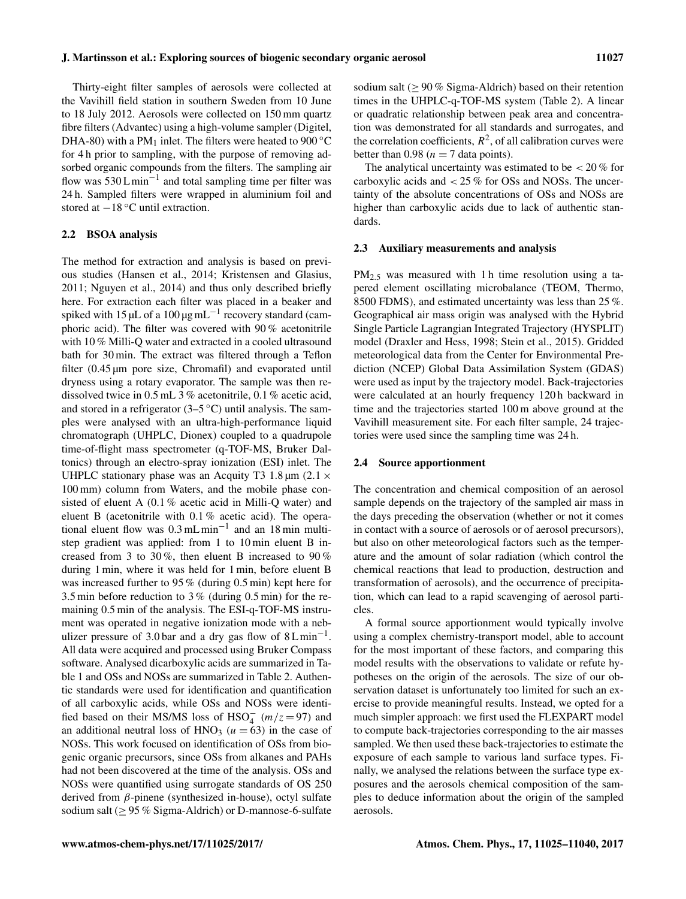Thirty-eight filter samples of aerosols were collected at the Vavihill field station in southern Sweden from 10 June to 18 July 2012. Aerosols were collected on 150 mm quartz fibre filters (Advantec) using a high-volume sampler (Digitel, DHA-80) with a $PM_1$ inlet. The filters were heated to 900 °C for 4 h prior to sampling, with the purpose of removing adsorbed organic compounds from the filters. The sampling air flow was 530 L min$^{-1}$ and total sampling time per filter was 24 h. Sampled filters were wrapped in aluminium foil and stored at −18 °C until extraction.

### 2.2 BSOA analysis

The method for extraction and analysis is based on previous studies (Hansen et al., 2014; Kristensen and Glasius, 2011; Nguyen et al., 2014) and thus only described briefly here. For extraction each filter was placed in a beaker and spiked with 15 µL of a 100 µg mL$^{-1}$ recovery standard (camphoric acid). The filter was covered with 90 % acetonitrile with 10 % Milli-Q water and extracted in a cooled ultrasound bath for 30 min. The extract was filtered through a Teflon filter (0.45 µm pore size, Chromafil) and evaporated until dryness using a rotary evaporator. The sample was then redissolved twice in 0.5 mL 3 % acetonitrile, 0.1 % acetic acid, and stored in a refrigerator (3–5 °C) until analysis. The samples were analysed with an ultra-high-performance liquid chromatograph (UHPLC, Dionex) coupled to a quadrupole time-of-flight mass spectrometer (q-TOF-MS, Bruker Daltonics) through an electro-spray ionization (ESI) inlet. The UHPLC stationary phase was an Acquity T3 1.8 µm (2.1 × 100 mm) column from Waters, and the mobile phase consisted of eluent A (0.1 % acetic acid in Milli-Q water) and eluent B (acetonitrile with 0.1 % acetic acid). The operational eluent flow was 0.3 mL min$^{-1}$ and an 18 min multistep gradient was applied: from 1 to 10 min eluent B increased from 3 to 30 %, then eluent B increased to 90 % during 1 min, where it was held for 1 min, before eluent B was increased further to 95 % (during 0.5 min) kept here for 3.5 min before reduction to 3 % (during 0.5 min) for the remaining 0.5 min of the analysis. The ESI-q-TOF-MS instrument was operated in negative ionization mode with a nebulizer pressure of 3.0 bar and a dry gas flow of 8 L min$^{-1}$. All data were acquired and processed using Bruker Compass software. Analysed dicarboxylic acids are summarized in Table 1 and OSs and NOSs are summarized in Table 2. Authentic standards were used for identification and quantification of all carboxylic acids, while OSs and NOSs were identified based on their MS/MS loss of $HSO_4^-$ ($m/z = 97$) and an additional neutral loss of $HNO_3$ ($u = 63$) in the case of NOSs. This work focused on identification of OSs from biogenic organic precursors, since OSs from alkanes and PAHs had not been discovered at the time of the analysis. OSs and NOSs were quantified using surrogate standards of OS 250 derived from $\beta$-pinene (synthesized in-house), octyl sulfate sodium salt (≥ 95 % Sigma-Aldrich) or D-mannose-6-sulfate sodium salt (≥ 90 % Sigma-Aldrich) based on their retention times in the UHPLC-q-TOF-MS system (Table 2). A linear or quadratic relationship between peak area and concentration was demonstrated for all standards and surrogates, and the correlation coefficients, $R^2$, of all calibration curves were better than 0.98 ($n = 7$ data points).

The analytical uncertainty was estimated to be < 20 % for carboxylic acids and < 25 % for OSs and NOSs. The uncertainty of the absolute concentrations of OSs and NOSs are higher than carboxylic acids due to lack of authentic standards.

### 2.3 Auxiliary measurements and analysis

$PM_{2.5}$ was measured with 1 h time resolution using a tapered element oscillating microbalance (TEOM, Thermo, 8500 FDMS), and estimated uncertainty was less than 25 %. Geographical air mass origin was analysed with the Hybrid Single Particle Lagrangian Integrated Trajectory (HYSPLIT) model (Draxler and Hess, 1998; Stein et al., 2015). Gridded meteorological data from the Center for Environmental Prediction (NCEP) Global Data Assimilation System (GDAS) were used as input by the trajectory model. Back-trajectories were calculated at an hourly frequency 120 h backward in time and the trajectories started 100 m above ground at the Vavihill measurement site. For each filter sample, 24 trajectories were used since the sampling time was 24 h.

### 2.4 Source apportionment

The concentration and chemical composition of an aerosol sample depends on the trajectory of the sampled air mass in the days preceding the observation (whether or not it comes in contact with a source of aerosols or of aerosol precursors), but also on other meteorological factors such as the temperature and the amount of solar radiation (which control the chemical reactions that lead to production, destruction and transformation of aerosols), and the occurrence of precipitation, which can lead to a rapid scavenging of aerosol particles.

A formal source apportionment would typically involve using a complex chemistry-transport model, able to account for the most important of these factors, and comparing this model results with the observations to validate or refute hypotheses on the origin of the aerosols. The size of our observation dataset is unfortunately too limited for such an exercise to provide meaningful results. Instead, we opted for a much simpler approach: we first used the FLEXPART model to compute back-trajectories corresponding to the air masses sampled. We then used these back-trajectories to estimate the exposure of each sample to various land surface types. Finally, we analysed the relations between the surface type exposures and the aerosols chemical composition of the samples to deduce information about the origin of the sampled aerosols.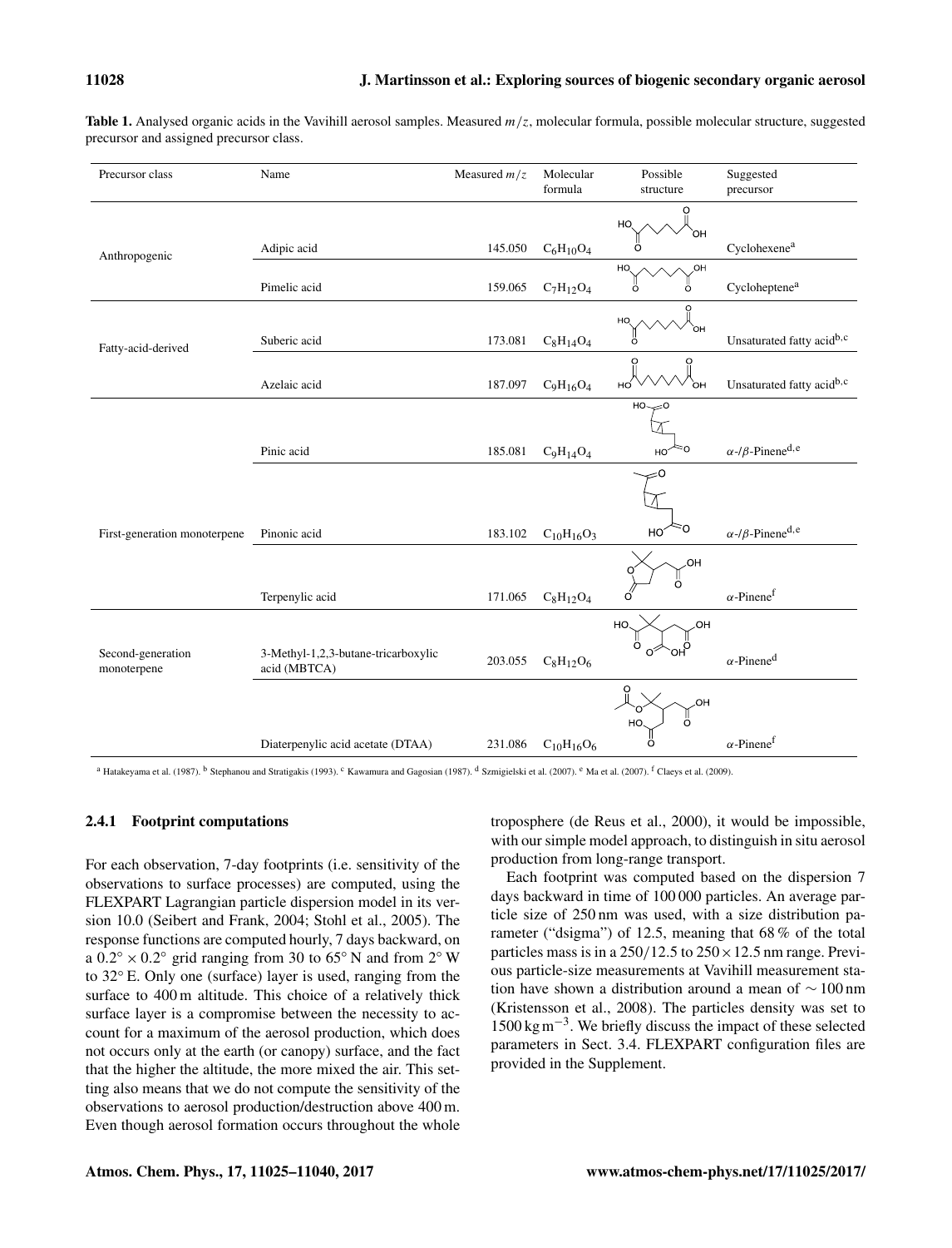**Table 1.** Analysed organic acids in the Vavihill aerosol samples. Measured $m/z$, molecular formula, possible molecular structure, suggested precursor and assigned precursor class.

| Precursor class | Name | Measured $m/z$ | Molecular formula | Possible structure | Suggested precursor |
|---|---|---|---|---|---|
| Anthropogenic | Adipic acid | 145.050 | $C_6H_{10}O_4$ | | Cyclohexene[a] |
| | Pimelic acid | 159.065 | $C_7H_{12}O_4$ | | Cycloheptene[a] |
| Fatty-acid-derived | Suberic acid | 173.081 | $C_8H_{14}O_4$ | | Unsaturated fatty acid[b,c] |
| | Azelaic acid | 187.097 | $C_9H_{16}O_4$ | | Unsaturated fatty acid[b,c] |
| First-generation monoterpene | Pinic acid | 185.081 | $C_9H_{14}O_4$ | | $\alpha$-/$\beta$-Pinene[d,e] |
| | Pinonic acid | 183.102 | $C_{10}H_{16}O_3$ | | $\alpha$-/$\beta$-Pinene[d,e] |
| | Terpenylic acid | 171.065 | $C_8H_{12}O_4$ | | $\alpha$-Pinene[f] |
| Second-generation monoterpene | 3-Methyl-1,2,3-butane-tricarboxylic acid (MBTCA) | 203.055 | $C_8H_{12}O_6$ | | $\alpha$-Pinene[d] |
| | Diaterpenylic acid acetate (DTAA) | 231.086 | $C_{10}H_{16}O_6$ | | $\alpha$-Pinene[f] |

[a] Hatakeyama et al. (1987). [b] Stephanou and Stratigakis (1993). [c] Kawamura and Gagosian (1987). [d] Szmigielski et al. (2007). [e] Ma et al. (2007). [f] Claeys et al. (2009).

#### 2.4.1 Footprint computations

For each observation, 7-day footprints (i.e. sensitivity of the observations to surface processes) are computed, using the FLEXPART Lagrangian particle dispersion model in its version 10.0 (Seibert and Frank, 2004; Stohl et al., 2005). The response functions are computed hourly, 7 days backward, on a $0.2^\circ \times 0.2^\circ$ grid ranging from 30 to 65° N and from 2° W to 32° E. Only one (surface) layer is used, ranging from the surface to 400 m altitude. This choice of a relatively thick surface layer is a compromise between the necessity to account for a maximum of the aerosol production, which does not occurs only at the earth (or canopy) surface, and the fact that the higher the altitude, the more mixed the air. This setting also means that we do not compute the sensitivity of the observations to aerosol production/destruction above 400 m. Even though aerosol formation occurs throughout the whole troposphere (de Reus et al., 2000), it would be impossible, with our simple model approach, to distinguish in situ aerosol production from long-range transport.

Each footprint was computed based on the dispersion 7 days backward in time of 100 000 particles. An average particle size of 250 nm was used, with a size distribution parameter ("dsigma") of 12.5, meaning that 68 % of the total particles mass is in a $250/12.5$ to $250 \times 12.5$ nm range. Previous particle-size measurements at Vavihill measurement station have shown a distribution around a mean of $\sim 100$ nm (Kristensson et al., 2008). The particles density was set to $1500\,\mathrm{kg\,m^{-3}}$. We briefly discuss the impact of these selected parameters in Sect. 3.4. FLEXPART configuration files are provided in the Supplement.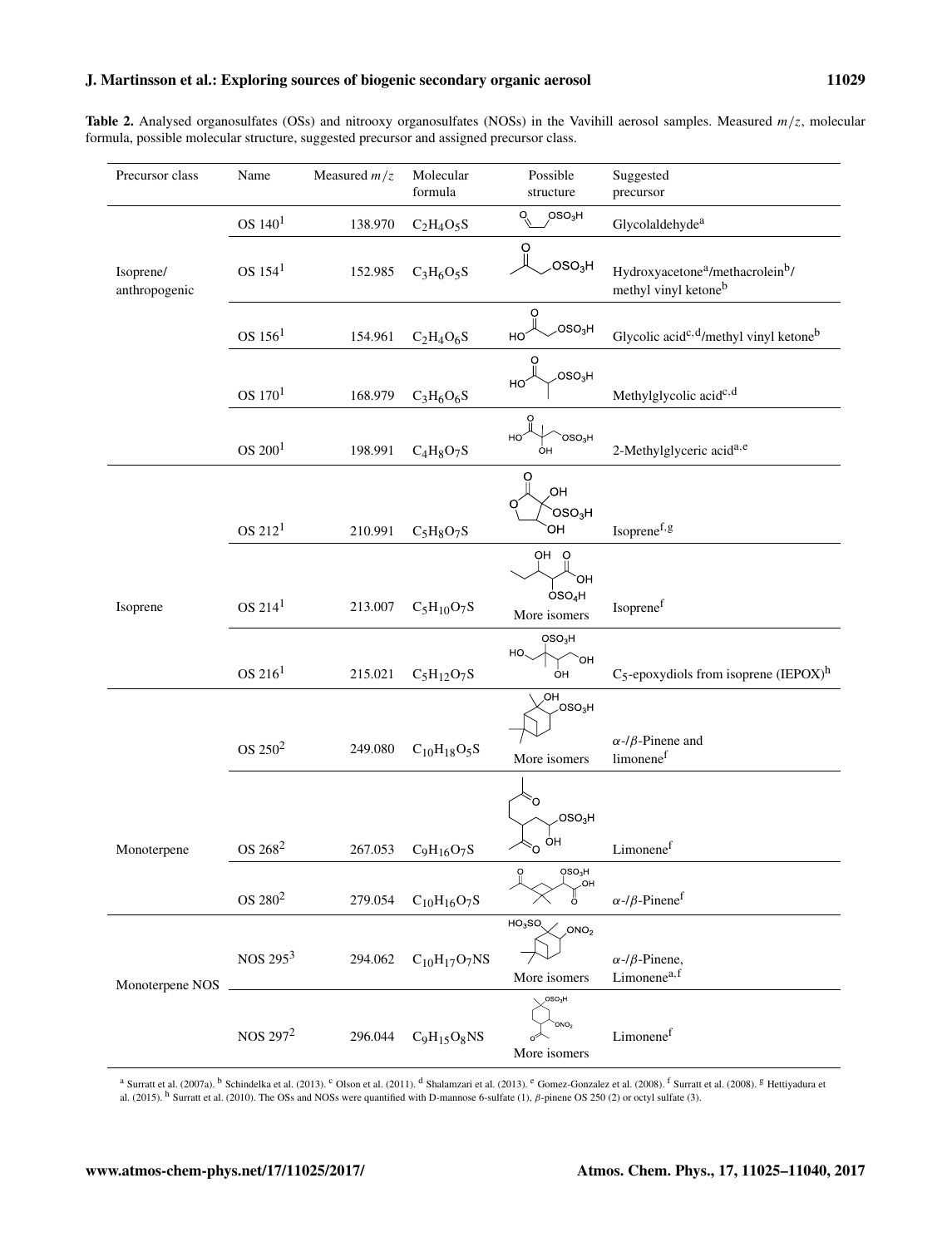**Table 2.** Analysed organosulfates (OSs) and nitrooxy organosulfates (NOSs) in the Vavihill aerosol samples. Measured $m/z$, molecular formula, possible molecular structure, suggested precursor and assigned precursor class.

| Precursor class | Name | Measured $m/z$ | Molecular formula | Possible structure | Suggested precursor |
|---|---|---|---|---|---|
| Isoprene/ anthropogenic | OS 140[1] | 138.970 | $C_2H_4O_5S$ | | Glycolaldehyde[a] |
| | OS 154[1] | 152.985 | $C_3H_6O_5S$ | | Hydroxyacetone[a]/methacrolein[b]/ methyl vinyl ketone[b] |
| | OS 156[1] | 154.961 | $C_2H_4O_6S$ | | Glycolic acid[c,d]/methyl vinyl ketone[b] |
| | OS 170[1] | 168.979 | $C_3H_6O_6S$ | | Methylglycolic acid[c,d] |
| | OS 200[1] | 198.991 | $C_4H_8O_7S$ | | 2-Methylglyceric acid[a,e] |
| Isoprene | OS 212[1] | 210.991 | $C_5H_8O_7S$ | | Isoprene[f,g] |
| | OS 214[1] | 213.007 | $C_5H_{10}O_7S$ | More isomers | Isoprene[f] |
| | OS 216[1] | 215.021 | $C_5H_{12}O_7S$ | | $C_5$-epoxydiols from isoprene (IEPOX)[h] |
| Monoterpene | OS 250[2] | 249.080 | $C_{10}H_{18}O_5S$ | More isomers | $\alpha$-/$\beta$-Pinene and limonene[f] |
| | OS 268[2] | 267.053 | $C_9H_{16}O_7S$ | | Limonene[f] |
| | OS 280[2] | 279.054 | $C_{10}H_{16}O_7S$ | | $\alpha$-/$\beta$-Pinene[f] |
| Monoterpene NOS | NOS 295[3] | 294.062 | $C_{10}H_{17}O_7NS$ | More isomers | $\alpha$-/$\beta$-Pinene, Limonene[a,f] |
| | NOS 297[2] | 296.044 | $C_9H_{15}O_8NS$ | More isomers | Limonene[f] |

[a] Surratt et al. (2007a). [b] Schindelka et al. (2013). [c] Olson et al. (2011). [d] Shalamzari et al. (2013). [e] Gomez-Gonzalez et al. (2008). [f] Surratt et al. (2008). [g] Hettiyadura et al. (2015). [h] Surratt et al. (2010). The OSs and NOSs were quantified with D-mannose 6-sulfate (1), $\beta$-pinene OS 250 (2) or octyl sulfate (3).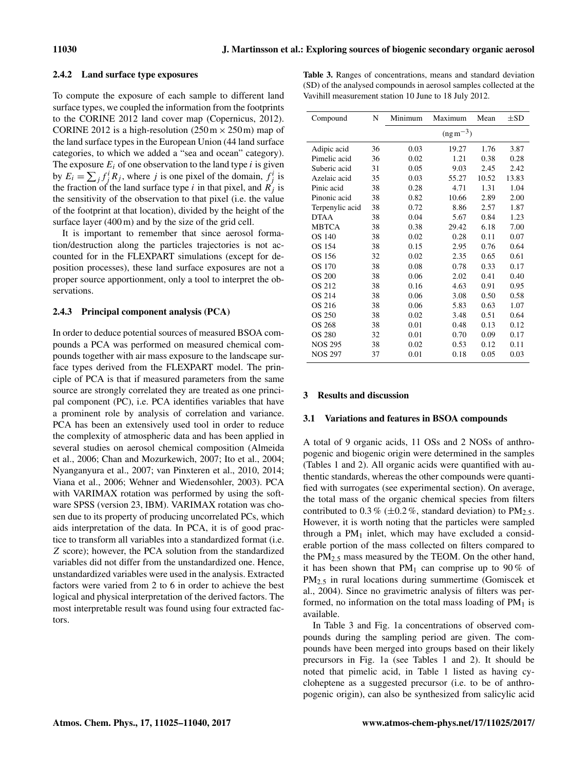### 2.4.2 Land surface type exposures

To compute the exposure of each sample to different land surface types, we coupled the information from the footprints to the CORINE 2012 land cover map (Copernicus, 2012). CORINE 2012 is a high-resolution (250 m × 250 m) map of the land surface types in the European Union (44 land surface categories, to which we added a "sea and ocean" category). The exposure $E_i$ of one observation to the land type $i$ is given by $E_i = \sum_j f_j^i R_j$, where $j$ is one pixel of the domain, $f_j^i$ is the fraction of the land surface type $i$ in that pixel, and $R_j$ is the sensitivity of the observation to that pixel (i.e. the value of the footprint at that location), divided by the height of the surface layer (400 m) and by the size of the grid cell.

It is important to remember that since aerosol formation/destruction along the particles trajectories is not accounted for in the FLEXPART simulations (except for deposition processes), these land surface exposures are not a proper source apportionment, only a tool to interpret the observations.

### 2.4.3 Principal component analysis (PCA)

In order to deduce potential sources of measured BSOA compounds a PCA was performed on measured chemical compounds together with air mass exposure to the landscape surface types derived from the FLEXPART model. The principle of PCA is that if measured parameters from the same source are strongly correlated they are treated as one principal component (PC), i.e. PCA identifies variables that have a prominent role by analysis of correlation and variance. PCA has been an extensively used tool in order to reduce the complexity of atmospheric data and has been applied in several studies on aerosol chemical composition (Almeida et al., 2006; Chan and Mozurkewich, 2007; Ito et al., 2004; Nyanganyura et al., 2007; van Pinxteren et al., 2010, 2014; Viana et al., 2006; Wehner and Wiedensohler, 2003). PCA with VARIMAX rotation was performed by using the software SPSS (version 23, IBM). VARIMAX rotation was chosen due to its property of producing uncorrelated PCs, which aids interpretation of the data. In PCA, it is of good practice to transform all variables into a standardized format (i.e. $Z$ score); however, the PCA solution from the standardized variables did not differ from the unstandardized one. Hence, unstandardized variables were used in the analysis. Extracted factors were varied from 2 to 6 in order to achieve the best logical and physical interpretation of the derived factors. The most interpretable result was found using four extracted factors.

**Table 3.** Ranges of concentrations, means and standard deviation (SD) of the analysed compounds in aerosol samples collected at the Vavihill measurement station 10 June to 18 July 2012.

| Compound | N | Minimum | Maximum | Mean | ±SD |
|---|---|---|---|---|---|
| | | $(ng\,m^{-3})$ | | | |
| Adipic acid | 36 | 0.03 | 19.27 | 1.76 | 3.87 |
| Pimelic acid | 36 | 0.02 | 1.21 | 0.38 | 0.28 |
| Suberic acid | 31 | 0.05 | 9.03 | 2.45 | 2.42 |
| Azelaic acid | 35 | 0.03 | 55.27 | 10.52 | 13.83 |
| Pinic acid | 38 | 0.28 | 4.71 | 1.31 | 1.04 |
| Pinonic acid | 38 | 0.82 | 10.66 | 2.89 | 2.00 |
| Terpenylic acid | 38 | 0.72 | 8.86 | 2.57 | 1.87 |
| DTAA | 38 | 0.04 | 5.67 | 0.84 | 1.23 |
| MBTCA | 38 | 0.38 | 29.42 | 6.18 | 7.00 |
| OS 140 | 38 | 0.02 | 0.28 | 0.11 | 0.07 |
| OS 154 | 38 | 0.15 | 2.95 | 0.76 | 0.64 |
| OS 156 | 32 | 0.02 | 2.35 | 0.65 | 0.61 |
| OS 170 | 38 | 0.08 | 0.78 | 0.33 | 0.17 |
| OS 200 | 38 | 0.06 | 2.02 | 0.41 | 0.40 |
| OS 212 | 38 | 0.16 | 4.63 | 0.91 | 0.95 |
| OS 214 | 38 | 0.06 | 3.08 | 0.50 | 0.58 |
| OS 216 | 38 | 0.06 | 5.83 | 0.63 | 1.07 |
| OS 250 | 38 | 0.02 | 3.48 | 0.51 | 0.64 |
| OS 268 | 38 | 0.01 | 0.48 | 0.13 | 0.12 |
| OS 280 | 32 | 0.01 | 0.70 | 0.09 | 0.17 |
| NOS 295 | 38 | 0.02 | 0.53 | 0.12 | 0.11 |
| NOS 297 | 37 | 0.01 | 0.18 | 0.05 | 0.03 |

## 3 Results and discussion

### 3.1 Variations and features in BSOA compounds

A total of 9 organic acids, 11 OSs and 2 NOSs of anthropogenic and biogenic origin were determined in the samples (Tables 1 and 2). All organic acids were quantified with authentic standards, whereas the other compounds were quantified with surrogates (see experimental section). On average, the total mass of the organic chemical species from filters contributed to 0.3 % (±0.2 %, standard deviation) to $PM_{2.5}$. However, it is worth noting that the particles were sampled through a $PM_1$ inlet, which may have excluded a considerable portion of the mass collected on filters compared to the $PM_{2.5}$ mass measured by the TEOM. On the other hand, it has been shown that $PM_1$ can comprise up to 90 % of $PM_{2.5}$ in rural locations during summertime (Gomiscek et al., 2004). Since no gravimetric analysis of filters was performed, no information on the total mass loading of $PM_1$ is available.

In Table 3 and Fig. 1a concentrations of observed compounds during the sampling period are given. The compounds have been merged into groups based on their likely precursors in Fig. 1a (see Tables 1 and 2). It should be noted that pimelic acid, in Table 1 listed as having cycloheptene as a suggested precursor (i.e. to be of anthropogenic origin), can also be synthesized from salicylic acid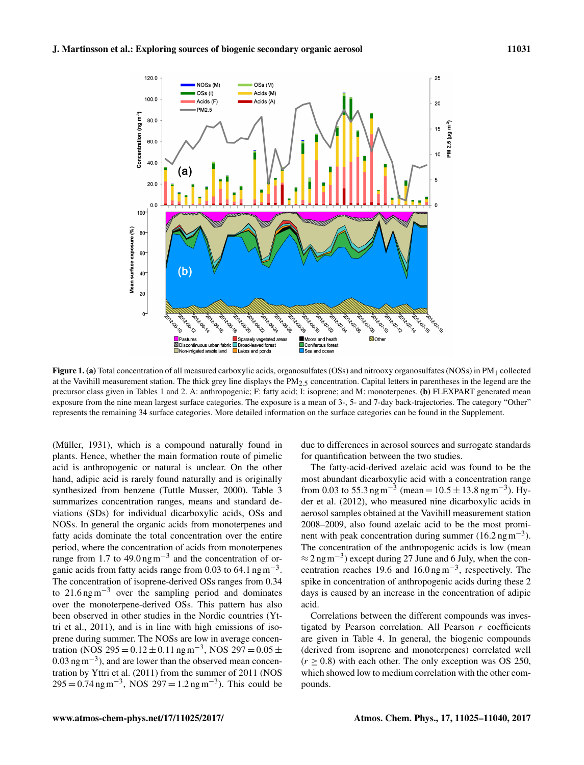120.0
100.0
80.0
60.0
40.0
20.0
0.0
Concentration (ng m$^{-3}$)
25
20
15
10
5
0
PM 2.5 (µg m$^{-3}$)
NOSs (M)
OSs (I)
Acids (F)
PM2.5
OSs (M)
Acids (M)
Acids (A)
(a)

100
80
60
40
20
0
Mean surface exposure (%)
(b)
2012-06-10 2012-06-12 2012-06-14 2012-06-16 2012-06-18 2012-06-20 2012-06-22 2012-06-24 2012-06-26 2012-06-28 2012-06-30 2012-07-02 2012-07-04 2012-07-06 2012-07-08 2012-07-10 2012-07-12 2012-07-14 2012-07-16 2012-07-18

Pastures
Discontinuous urban fabric
Non-irrigated arable land
Sparsely vegetated areas
Broad-leaved forest
Lakes and ponds
Moors and heath
Coniferous forest
Sea and ocean
Other

**Figure 1. (a)** Total concentration of all measured carboxylic acids, organosulfates (OSs) and nitrooxy organosulfates (NOSs) in $PM_1$ collected at the Vavihill measurement station. The thick grey line displays the $PM_{2.5}$ concentration. Capital letters in parentheses in the legend are the precursor class given in Tables 1 and 2. A: anthropogenic; F: fatty acid; I: isoprene; and M: monoterpenes. **(b)** FLEXPART generated mean exposure from the nine mean largest surface categories. The exposure is a mean of 3-, 5- and 7-day back-trajectories. The category "Other" represents the remaining 34 surface categories. More detailed information on the surface categories can be found in the Supplement.

(Müller, 1931), which is a compound naturally found in plants. Hence, whether the main formation route of pimelic acid is anthropogenic or natural is unclear. On the other hand, adipic acid is rarely found naturally and is originally synthesized from benzene (Tuttle Musser, 2000). Table 3 summarizes concentration ranges, means and standard deviations (SDs) for individual dicarboxylic acids, OSs and NOSs. In general the organic acids from monoterpenes and fatty acids dominate the total concentration over the entire period, where the concentration of acids from monoterpenes range from 1.7 to 49.0 ng m$^{-3}$ and the concentration of organic acids from fatty acids range from 0.03 to 64.1 ng m$^{-3}$. The concentration of isoprene-derived OSs ranges from 0.34 to 21.6 ng m$^{-3}$ over the sampling period and dominates over the monoterpene-derived OSs. This pattern has also been observed in other studies in the Nordic countries (Yttri et al., 2011), and is in line with high emissions of isoprene during summer. The NOSs are low in average concentration (NOS 295 $= 0.12 \pm 0.11$ ng m$^{-3}$, NOS 297 $= 0.05 \pm 0.03$ ng m$^{-3}$), and are lower than the observed mean concentration by Yttri et al. (2011) from the summer of 2011 (NOS 295 $= 0.74$ ng m$^{-3}$, NOS 297 $= 1.2$ ng m$^{-3}$). This could be due to differences in aerosol sources and surrogate standards for quantification between the two studies.

The fatty-acid-derived azelaic acid was found to be the most abundant dicarboxylic acid with a concentration range from 0.03 to 55.3 ng m$^{-3}$ (mean $= 10.5 \pm 13.8$ ng m$^{-3}$). Hyder et al. (2012), who measured nine dicarboxylic acids in aerosol samples obtained at the Vavihill measurement station 2008–2009, also found azelaic acid to be the most prominent with peak concentration during summer (16.2 ng m$^{-3}$). The concentration of the anthropogenic acids is low (mean $\approx 2$ ng m$^{-3}$) except during 27 June and 6 July, when the concentration reaches 19.6 and 16.0 ng m$^{-3}$, respectively. The spike in concentration of anthropogenic acids during these 2 days is caused by an increase in the concentration of adipic acid.

Correlations between the different compounds was investigated by Pearson correlation. All Pearson $r$ coefficients are given in Table 4. In general, the biogenic compounds (derived from isoprene and monoterpenes) correlated well ($r \geq 0.8$) with each other. The only exception was OS 250, which showed low to medium correlation with the other compounds.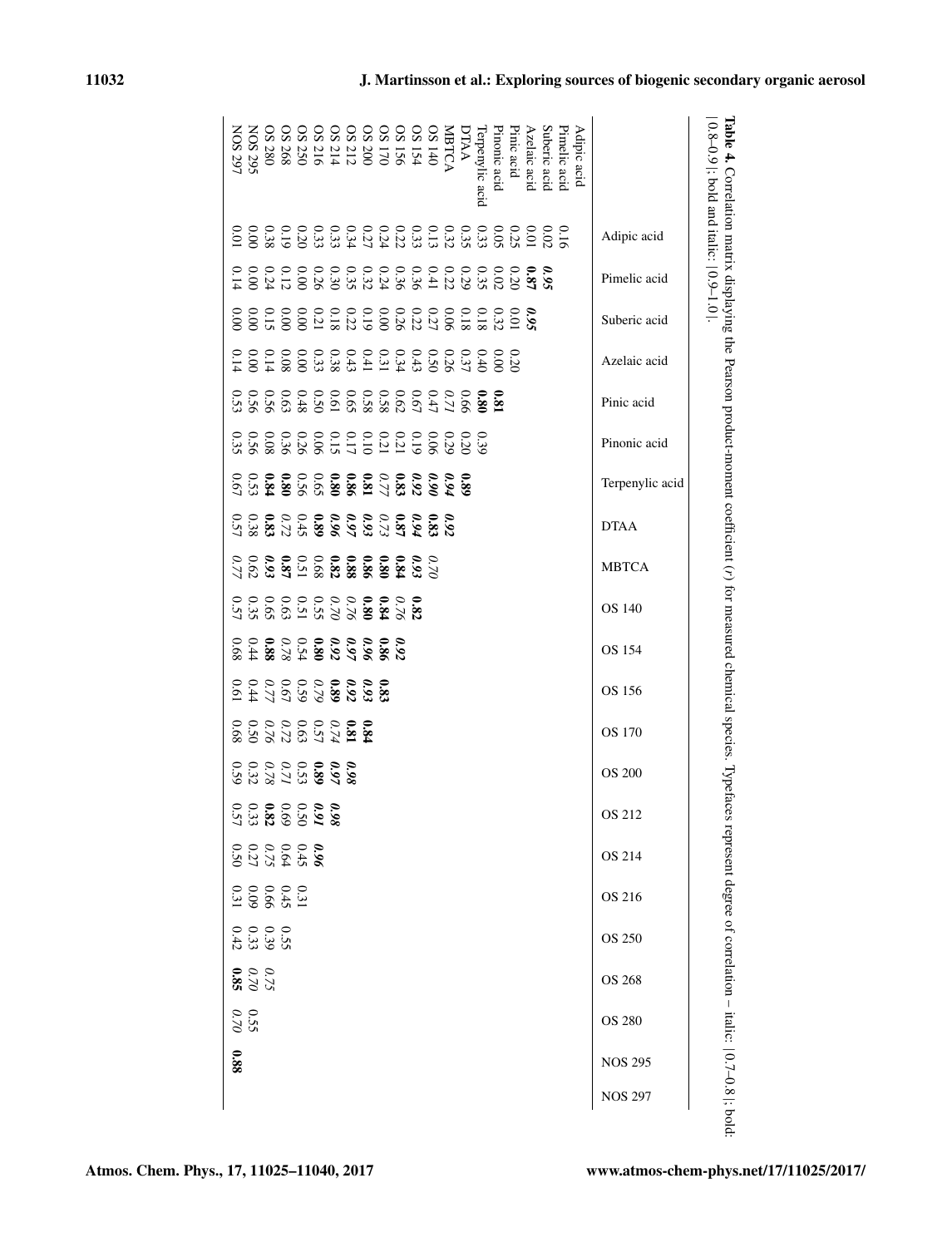**Table 4.** Correlation matrix displaying the Pearson product-moment coefficient ($r$) for measured chemical species. Typefaces represent degree of correlation – italic: $|0.7–0.8|$; bold: $|0.8–0.9|$; bold and italic: $|0.9–1.0|$.

| | Adipic acid | Pimelic acid | Suberic acid | Azelaic acid | Pinic acid | Pinonic acid | Terpenylic acid | DTAA | MBTCA | OS 140 | OS 154 | OS 156 | OS 170 | OS 200 | OS 212 | OS 214 | OS 216 | OS 250 | OS 268 | OS 280 | NOS 295 | NOS 297 |
|---|---|---|---|---|---|---|---|---|---|---|---|---|---|---|---|---|---|---|---|---|---|---|
| Adipic acid | | | | | | | | | | | | | | | | | | | | | | |
| Pimelic acid | 0.16 | | | | | | | | | | | | | | | | | | | | | |
| Suberic acid | 0.02 | ***0.95*** | | | | | | | | | | | | | | | | | | | | |
| Azelaic acid | 0.01 | **0.87** | ***0.95*** | | | | | | | | | | | | | | | | | | | |
| Pinic acid | 0.25 | 0.20 | 0.01 | 0.20 | | | | | | | | | | | | | | | | | | |
| Pinonic acid | 0.05 | 0.02 | 0.32 | 0.00 | **0.81** | | | | | | | | | | | | | | | | | |
| Terpenylic acid | 0.33 | 0.35 | 0.18 | 0.40 | **0.80** | 0.39 | | | | | | | | | | | | | | | | |
| DTAA | 0.35 | 0.29 | 0.18 | 0.37 | 0.66 | 0.20 | **0.89** | | | | | | | | | | | | | | | |
| MBTCA | 0.32 | 0.22 | 0.06 | 0.26 | *0.71* | 0.29 | ***0.94*** | ***0.92*** | | | | | | | | | | | | | | |
| OS 140 | 0.13 | 0.41 | 0.27 | 0.50 | 0.47 | 0.06 | ***0.90*** | **0.83** | *0.70* | | | | | | | | | | | | | |
| OS 154 | 0.33 | 0.36 | 0.22 | 0.43 | 0.67 | 0.19 | ***0.92*** | ***0.94*** | ***0.93*** | **0.82** | | | | | | | | | | | | |
| OS 156 | 0.22 | 0.36 | 0.26 | 0.34 | 0.62 | 0.21 | **0.83** | **0.87** | **0.84** | *0.76* | ***0.92*** | | | | | | | | | | | |
| OS 170 | 0.24 | 0.24 | 0.00 | 0.31 | 0.58 | 0.21 | *0.77* | *0.73* | **0.80** | **0.84** | **0.86** | **0.83** | | | | | | | | | | |
| OS 200 | 0.27 | 0.32 | 0.19 | 0.41 | 0.58 | 0.10 | **0.81** | ***0.93*** | **0.86** | **0.80** | ***0.96*** | ***0.93*** | **0.84** | | | | | | | | | |
| OS 212 | 0.34 | 0.35 | 0.22 | 0.43 | 0.65 | 0.17 | **0.86** | ***0.97*** | **0.88** | *0.76* | ***0.97*** | ***0.92*** | **0.81** | ***0.98*** | | | | | | | | |
| OS 214 | 0.33 | 0.30 | 0.18 | 0.38 | 0.61 | 0.15 | **0.80** | ***0.96*** | **0.82** | *0.70* | ***0.92*** | **0.89** | *0.74* | ***0.97*** | ***0.98*** | | | | | | | |
| OS 216 | 0.33 | 0.26 | 0.21 | 0.33 | 0.50 | 0.06 | 0.65 | **0.89** | 0.68 | 0.55 | **0.80** | *0.79* | 0.57 | **0.89** | ***0.91*** | ***0.96*** | | | | | | |
| OS 250 | 0.20 | 0.00 | 0.00 | 0.00 | 0.48 | 0.26 | 0.56 | 0.45 | 0.51 | 0.51 | 0.54 | 0.59 | 0.63 | 0.53 | 0.50 | 0.45 | 0.31 | | | | | |
| OS 268 | 0.19 | 0.12 | 0.00 | 0.08 | 0.63 | 0.36 | **0.80** | *0.72* | **0.87** | 0.63 | *0.78* | 0.67 | *0.72* | *0.71* | 0.69 | 0.64 | 0.45 | 0.55 | | | | |
| OS 280 | 0.38 | 0.24 | 0.15 | 0.14 | 0.56 | 0.08 | **0.84** | **0.83** | ***0.93*** | 0.65 | **0.88** | *0.77* | *0.76* | *0.78* | **0.82** | *0.75* | 0.66 | 0.39 | *0.75* | | | |
| NOS 295 | 0.00 | 0.00 | 0.00 | 0.00 | 0.56 | 0.56 | 0.53 | 0.38 | 0.62 | 0.35 | 0.44 | 0.44 | 0.50 | 0.32 | 0.33 | 0.27 | 0.09 | 0.33 | *0.70* | 0.55 | | |
| NOS 297 | 0.01 | 0.14 | 0.00 | 0.14 | 0.53 | 0.35 | 0.67 | 0.57 | *0.77* | 0.57 | 0.68 | 0.61 | 0.68 | 0.59 | 0.57 | 0.50 | 0.31 | 0.42 | **0.85** | *0.70* | **0.88** | |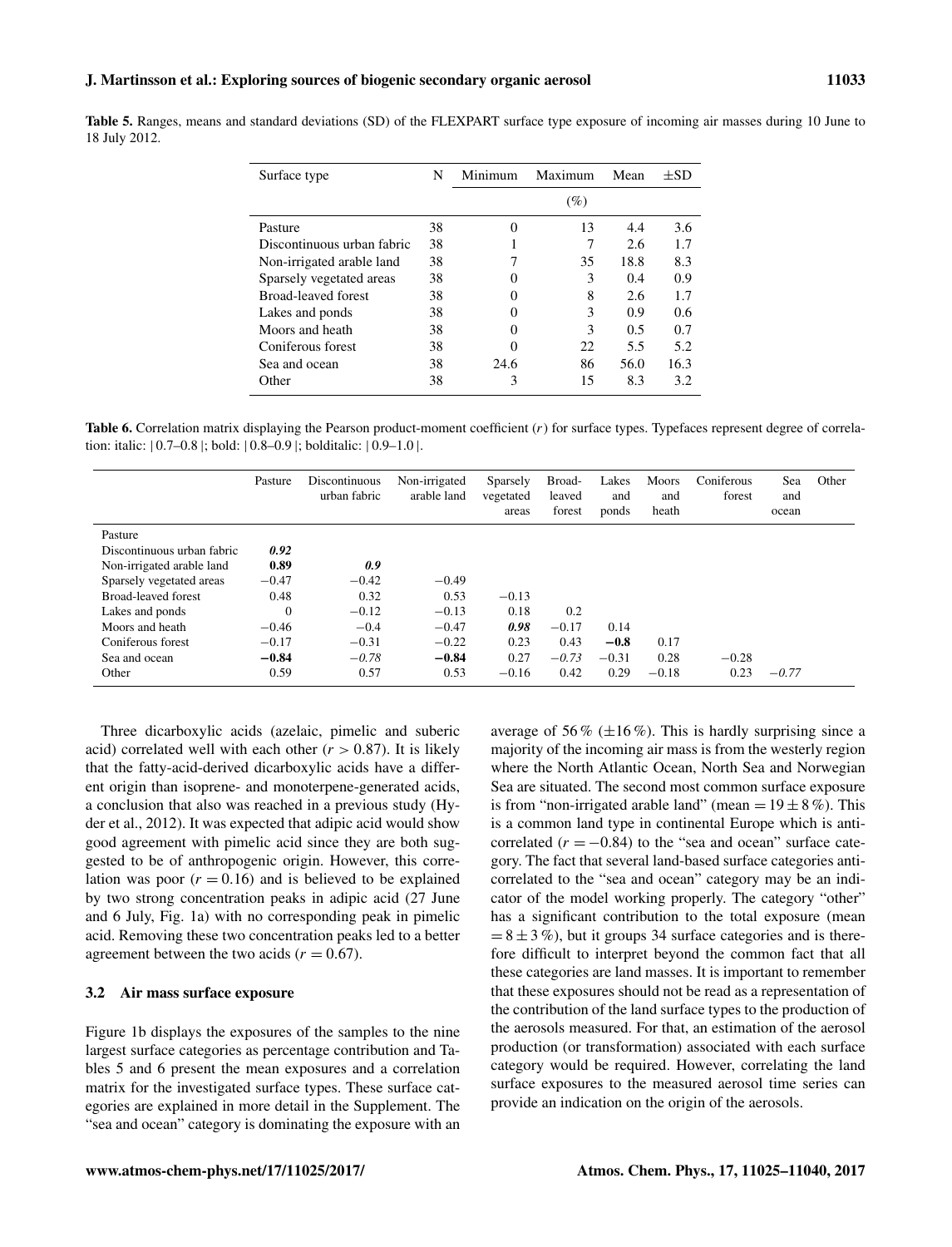**Table 5.** Ranges, means and standard deviations (SD) of the FLEXPART surface type exposure of incoming air masses during 10 June to 18 July 2012.

| Surface type | N | Minimum | Maximum | Mean | ±SD |
|---|---|---|---|---|---|
| | | (%) | | | |
| Pasture | 38 | 0 | 13 | 4.4 | 3.6 |
| Discontinuous urban fabric | 38 | 1 | 7 | 2.6 | 1.7 |
| Non-irrigated arable land | 38 | 7 | 35 | 18.8 | 8.3 |
| Sparsely vegetated areas | 38 | 0 | 3 | 0.4 | 0.9 |
| Broad-leaved forest | 38 | 0 | 8 | 2.6 | 1.7 |
| Lakes and ponds | 38 | 0 | 3 | 0.9 | 0.6 |
| Moors and heath | 38 | 0 | 3 | 0.5 | 0.7 |
| Coniferous forest | 38 | 0 | 22 | 5.5 | 5.2 |
| Sea and ocean | 38 | 24.6 | 86 | 56.0 | 16.3 |
| Other | 38 | 3 | 15 | 8.3 | 3.2 |

**Table 6.** Correlation matrix displaying the Pearson product-moment coefficient ($r$) for surface types. Typefaces represent degree of correlation: italic: | 0.7–0.8 |; bold: | 0.8–0.9 |; bolditalic: | 0.9–1.0 |.

| | Pasture | Discontinuous urban fabric | Non-irrigated arable land | Sparsely vegetated areas | Broad-leaved forest | Lakes and ponds | Moors and heath | Coniferous forest | Sea and ocean | Other |
|---|---|---|---|---|---|---|---|---|---|---|
| Pasture | | | | | | | | | | |
| Discontinuous urban fabric | ***0.92*** | | | | | | | | | |
| Non-irrigated arable land | **0.89** | ***0.9*** | | | | | | | | |
| Sparsely vegetated areas | −0.47 | −0.42 | −0.49 | | | | | | | |
| Broad-leaved forest | 0.48 | 0.32 | 0.53 | −0.13 | | | | | | |
| Lakes and ponds | 0 | −0.12 | −0.13 | 0.18 | 0.2 | | | | | |
| Moors and heath | −0.46 | −0.4 | −0.47 | ***0.98*** | −0.17 | 0.14 | | | | |
| Coniferous forest | −0.17 | −0.31 | −0.22 | 0.23 | 0.43 | **−0.8** | 0.17 | | | |
| Sea and ocean | **−0.84** | *−0.78* | **−0.84** | 0.27 | *−0.73* | −0.31 | 0.28 | −0.28 | | |
| Other | 0.59 | 0.57 | 0.53 | −0.16 | 0.42 | 0.29 | −0.18 | 0.23 | *−0.77* | |

Three dicarboxylic acids (azelaic, pimelic and suberic acid) correlated well with each other ($r > 0.87$). It is likely that the fatty-acid-derived dicarboxylic acids have a different origin than isoprene- and monoterpene-generated acids, a conclusion that also was reached in a previous study (Hyder et al., 2012). It was expected that adipic acid would show good agreement with pimelic acid since they are both suggested to be of anthropogenic origin. However, this correlation was poor ($r = 0.16$) and is believed to be explained by two strong concentration peaks in adipic acid (27 June and 6 July, Fig. 1a) with no corresponding peak in pimelic acid. Removing these two concentration peaks led to a better agreement between the two acids ($r = 0.67$).

### 3.2 Air mass surface exposure

Figure 1b displays the exposures of the samples to the nine largest surface categories as percentage contribution and Tables 5 and 6 present the mean exposures and a correlation matrix for the investigated surface types. These surface categories are explained in more detail in the Supplement. The "sea and ocean" category is dominating the exposure with an average of 56 % (±16 %). This is hardly surprising since a majority of the incoming air mass is from the westerly region where the North Atlantic Ocean, North Sea and Norwegian Sea are situated. The second most common surface exposure is from "non-irrigated arable land" (mean $= 19 \pm 8$ %). This is a common land type in continental Europe which is anticorrelated ($r = -0.84$) to the "sea and ocean" surface category. The fact that several land-based surface categories anticorrelated to the "sea and ocean" category may be an indicator of the model working properly. The category "other" has a significant contribution to the total exposure (mean $= 8 \pm 3$ %), but it groups 34 surface categories and is therefore difficult to interpret beyond the common fact that all these categories are land masses. It is important to remember that these exposures should not be read as a representation of the contribution of the land surface types to the production of the aerosols measured. For that, an estimation of the aerosol production (or transformation) associated with each surface category would be required. However, correlating the land surface exposures to the measured aerosol time series can provide an indication on the origin of the aerosols.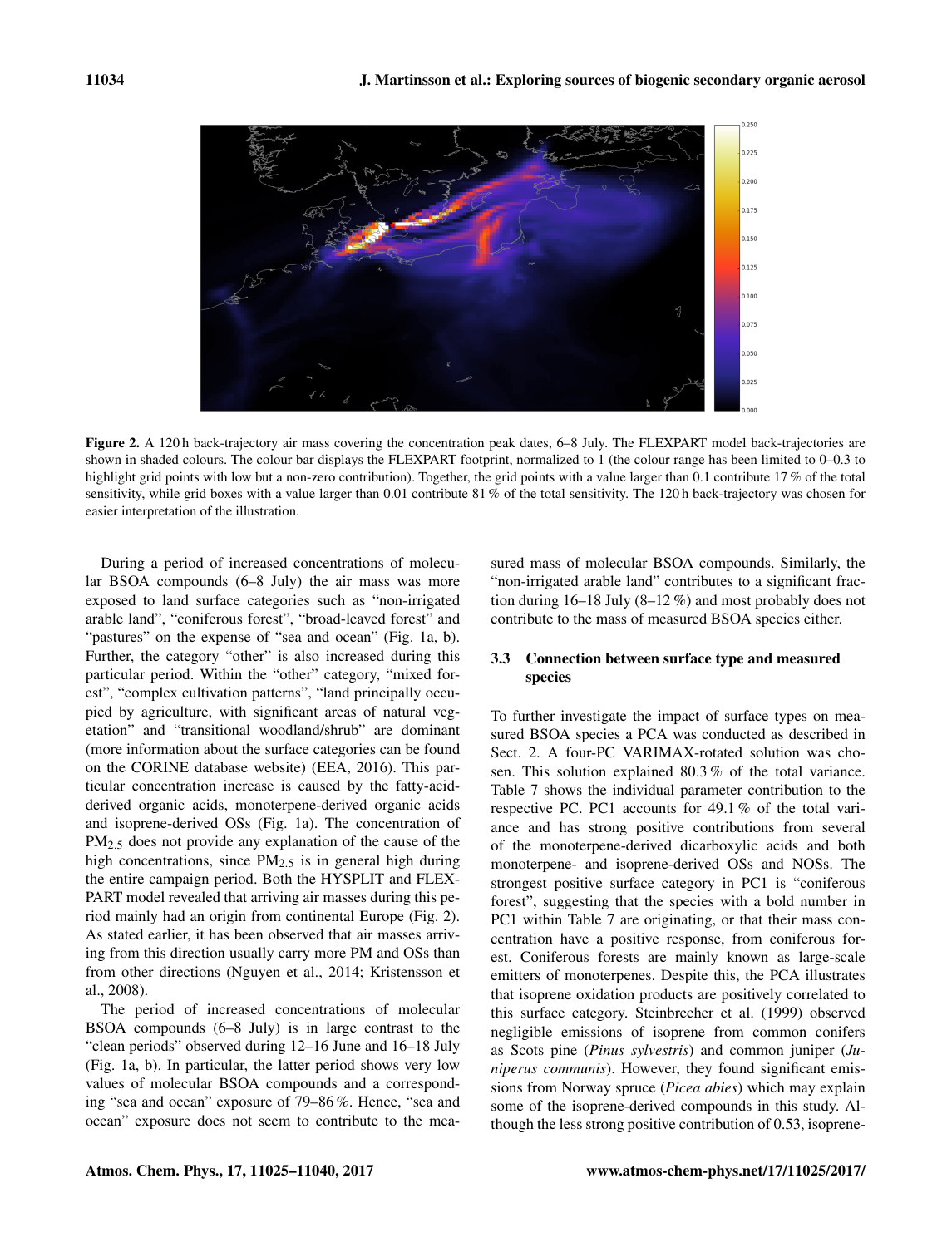**Figure 2.** A 120 h back-trajectory air mass covering the concentration peak dates, 6–8 July. The FLEXPART model back-trajectories are shown in shaded colours. The colour bar displays the FLEXPART footprint, normalized to 1 (the colour range has been limited to 0–0.3 to highlight grid points with low but a non-zero contribution). Together, the grid points with a value larger than 0.1 contribute 17 % of the total sensitivity, while grid boxes with a value larger than 0.01 contribute 81 % of the total sensitivity. The 120 h back-trajectory was chosen for easier interpretation of the illustration.

During a period of increased concentrations of molecular BSOA compounds (6–8 July) the air mass was more exposed to land surface categories such as "non-irrigated arable land", "coniferous forest", "broad-leaved forest" and "pastures" on the expense of "sea and ocean" (Fig. 1a, b). Further, the category "other" is also increased during this particular period. Within the "other" category, "mixed forest", "complex cultivation patterns", "land principally occupied by agriculture, with significant areas of natural vegetation" and "transitional woodland/shrub" are dominant (more information about the surface categories can be found on the CORINE database website) (EEA, 2016). This particular concentration increase is caused by the fatty-acid-derived organic acids, monoterpene-derived organic acids and isoprene-derived OSs (Fig. 1a). The concentration of $PM_{2.5}$ does not provide any explanation of the cause of the high concentrations, since $PM_{2.5}$ is in general high during the entire campaign period. Both the HYSPLIT and FLEXPART model revealed that arriving air masses during this period mainly had an origin from continental Europe (Fig. 2). As stated earlier, it has been observed that air masses arriving from this direction usually carry more PM and OSs than from other directions (Nguyen et al., 2014; Kristensson et al., 2008).

The period of increased concentrations of molecular BSOA compounds (6–8 July) is in large contrast to the "clean periods" observed during 12–16 June and 16–18 July (Fig. 1a, b). In particular, the latter period shows very low values of molecular BSOA compounds and a corresponding "sea and ocean" exposure of 79–86 %. Hence, "sea and ocean" exposure does not seem to contribute to the measured mass of molecular BSOA compounds. Similarly, the "non-irrigated arable land" contributes to a significant fraction during 16–18 July (8–12 %) and most probably does not contribute to the mass of measured BSOA species either.

### 3.3 Connection between surface type and measured species

To further investigate the impact of surface types on measured BSOA species a PCA was conducted as described in Sect. 2. A four-PC VARIMAX-rotated solution was chosen. This solution explained 80.3 % of the total variance. Table 7 shows the individual parameter contribution to the respective PC. PC1 accounts for 49.1 % of the total variance and has strong positive contributions from several of the monoterpene-derived dicarboxylic acids and both monoterpene- and isoprene-derived OSs and NOSs. The strongest positive surface category in PC1 is "coniferous forest", suggesting that the species with a bold number in PC1 within Table 7 are originating, or that their mass concentration have a positive response, from coniferous forest. Coniferous forests are mainly known as large-scale emitters of monoterpenes. Despite this, the PCA illustrates that isoprene oxidation products are positively correlated to this surface category. Steinbrecher et al. (1999) observed negligible emissions of isoprene from common conifers as Scots pine (*Pinus sylvestris*) and common juniper (*Juniperus communis*). However, they found significant emissions from Norway spruce (*Picea abies*) which may explain some of the isoprene-derived compounds in this study. Although the less strong positive contribution of 0.53, isoprene-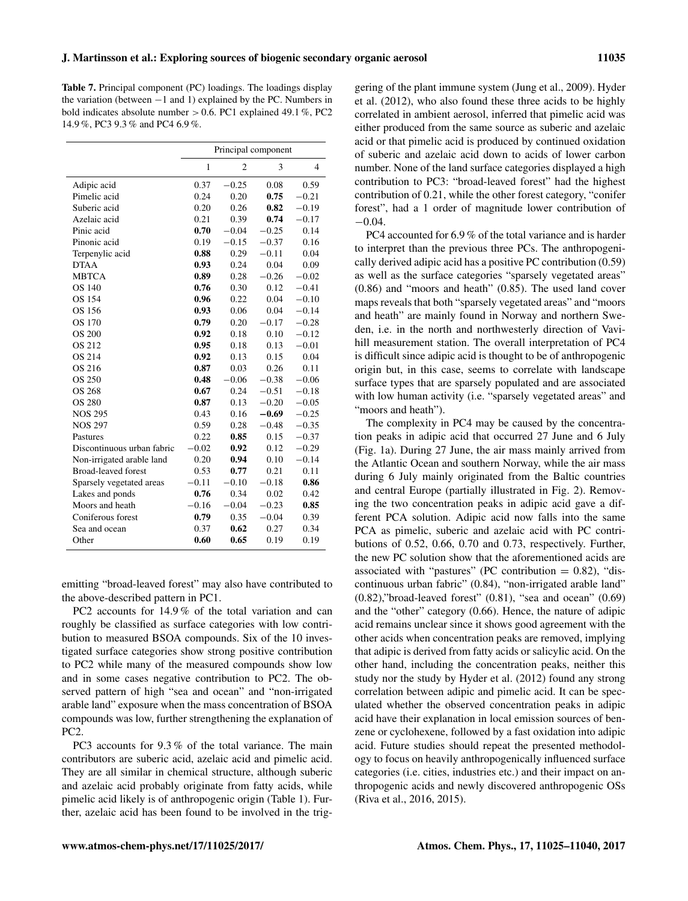**Table 7.** Principal component (PC) loadings. The loadings display the variation (between −1 and 1) explained by the PC. Numbers in bold indicates absolute number > 0.6. PC1 explained 49.1 %, PC2 14.9 %, PC3 9.3 % and PC4 6.9 %.

| | Principal component | | | |
|---|---|---|---|---|
| | 1 | 2 | 3 | 4 |
| Adipic acid | 0.37 | −0.25 | 0.08 | 0.59 |
| Pimelic acid | 0.24 | 0.20 | **0.75** | −0.21 |
| Suberic acid | 0.20 | 0.26 | **0.82** | −0.19 |
| Azelaic acid | 0.21 | 0.39 | **0.74** | −0.17 |
| Pinic acid | **0.70** | −0.04 | −0.25 | 0.14 |
| Pinonic acid | 0.19 | −0.15 | −0.37 | 0.16 |
| Terpenylic acid | **0.88** | 0.29 | −0.11 | 0.04 |
| DTAA | **0.93** | 0.24 | 0.04 | 0.09 |
| MBTCA | **0.89** | 0.28 | −0.26 | −0.02 |
| OS 140 | **0.76** | 0.30 | 0.12 | −0.41 |
| OS 154 | **0.96** | 0.22 | 0.04 | −0.10 |
| OS 156 | **0.93** | 0.06 | 0.04 | −0.14 |
| OS 170 | **0.79** | 0.20 | −0.17 | −0.28 |
| OS 200 | **0.92** | 0.18 | 0.10 | −0.12 |
| OS 212 | **0.95** | 0.18 | 0.13 | −0.01 |
| OS 214 | **0.92** | 0.13 | 0.15 | 0.04 |
| OS 216 | **0.87** | 0.03 | 0.26 | 0.11 |
| OS 250 | 0.48 | −0.06 | −0.38 | −0.06 |
| OS 268 | **0.67** | 0.24 | −0.51 | −0.18 |
| OS 280 | **0.87** | 0.13 | −0.20 | −0.05 |
| NOS 295 | 0.43 | 0.16 | **−0.69** | −0.25 |
| NOS 297 | 0.59 | 0.28 | −0.48 | −0.35 |
| Pastures | 0.22 | **0.85** | 0.15 | −0.37 |
| Discontinuous urban fabric | −0.02 | **0.92** | 0.12 | −0.29 |
| Non-irrigated arable land | 0.20 | **0.94** | 0.10 | −0.14 |
| Broad-leaved forest | 0.53 | **0.77** | 0.21 | 0.11 |
| Sparsely vegetated areas | −0.11 | −0.10 | −0.18 | **0.86** |
| Lakes and ponds | **0.76** | 0.34 | 0.02 | 0.42 |
| Moors and heath | −0.16 | −0.04 | −0.23 | **0.85** |
| Coniferous forest | **0.79** | 0.35 | −0.04 | 0.39 |
| Sea and ocean | 0.37 | **0.62** | 0.27 | 0.34 |
| Other | **0.60** | **0.65** | 0.19 | 0.19 |

emitting "broad-leaved forest" may also have contributed to the above-described pattern in PC1.

PC2 accounts for 14.9 % of the total variation and can roughly be classified as surface categories with low contribution to measured BSOA compounds. Six of the 10 investigated surface categories show strong positive contribution to PC2 while many of the measured compounds show low and in some cases negative contribution to PC2. The observed pattern of high "sea and ocean" and "non-irrigated arable land" exposure when the mass concentration of BSOA compounds was low, further strengthening the explanation of PC2.

PC3 accounts for 9.3 % of the total variance. The main contributors are suberic acid, azelaic acid and pimelic acid. They are all similar in chemical structure, although suberic and azelaic acid probably originate from fatty acids, while pimelic acid likely is of anthropogenic origin (Table 1). Further, azelaic acid has been found to be involved in the triggering of the plant immune system (Jung et al., 2009). Hyder et al. (2012), who also found these three acids to be highly correlated in ambient aerosol, inferred that pimelic acid was either produced from the same source as suberic and azelaic acid or that pimelic acid is produced by continued oxidation of suberic and azelaic acid down to acids of lower carbon number. None of the land surface categories displayed a high contribution to PC3: "broad-leaved forest" had the highest contribution of 0.21, while the other forest category, "conifer forest", had a 1 order of magnitude lower contribution of −0.04.

PC4 accounted for 6.9 % of the total variance and is harder to interpret than the previous three PCs. The anthropogenically derived adipic acid has a positive PC contribution (0.59) as well as the surface categories "sparsely vegetated areas" (0.86) and "moors and heath" (0.85). The used land cover maps reveals that both "sparsely vegetated areas" and "moors and heath" are mainly found in Norway and northern Sweden, i.e. in the north and northwesterly direction of Vavihill measurement station. The overall interpretation of PC4 is difficult since adipic acid is thought to be of anthropogenic origin but, in this case, seems to correlate with landscape surface types that are sparsely populated and are associated with low human activity (i.e. "sparsely vegetated areas" and "moors and heath").

The complexity in PC4 may be caused by the concentration peaks in adipic acid that occurred 27 June and 6 July (Fig. 1a). During 27 June, the air mass mainly arrived from the Atlantic Ocean and southern Norway, while the air mass during 6 July mainly originated from the Baltic countries and central Europe (partially illustrated in Fig. 2). Removing the two concentration peaks in adipic acid gave a different PCA solution. Adipic acid now falls into the same PCA as pimelic, suberic and azelaic acid with PC contributions of 0.52, 0.66, 0.70 and 0.73, respectively. Further, the new PC solution show that the aforementioned acids are associated with "pastures" (PC contribution = 0.82), "discontinuous urban fabric" (0.84), "non-irrigated arable land" (0.82),"broad-leaved forest" (0.81), "sea and ocean" (0.69) and the "other" category (0.66). Hence, the nature of adipic acid remains unclear since it shows good agreement with the other acids when concentration peaks are removed, implying that adipic is derived from fatty acids or salicylic acid. On the other hand, including the concentration peaks, neither this study nor the study by Hyder et al. (2012) found any strong correlation between adipic and pimelic acid. It can be speculated whether the observed concentration peaks in adipic acid have their explanation in local emission sources of benzene or cyclohexene, followed by a fast oxidation into adipic acid. Future studies should repeat the presented methodology to focus on heavily anthropogenically influenced surface categories (i.e. cities, industries etc.) and their impact on anthropogenic acids and newly discovered anthropogenic OSs (Riva et al., 2016, 2015).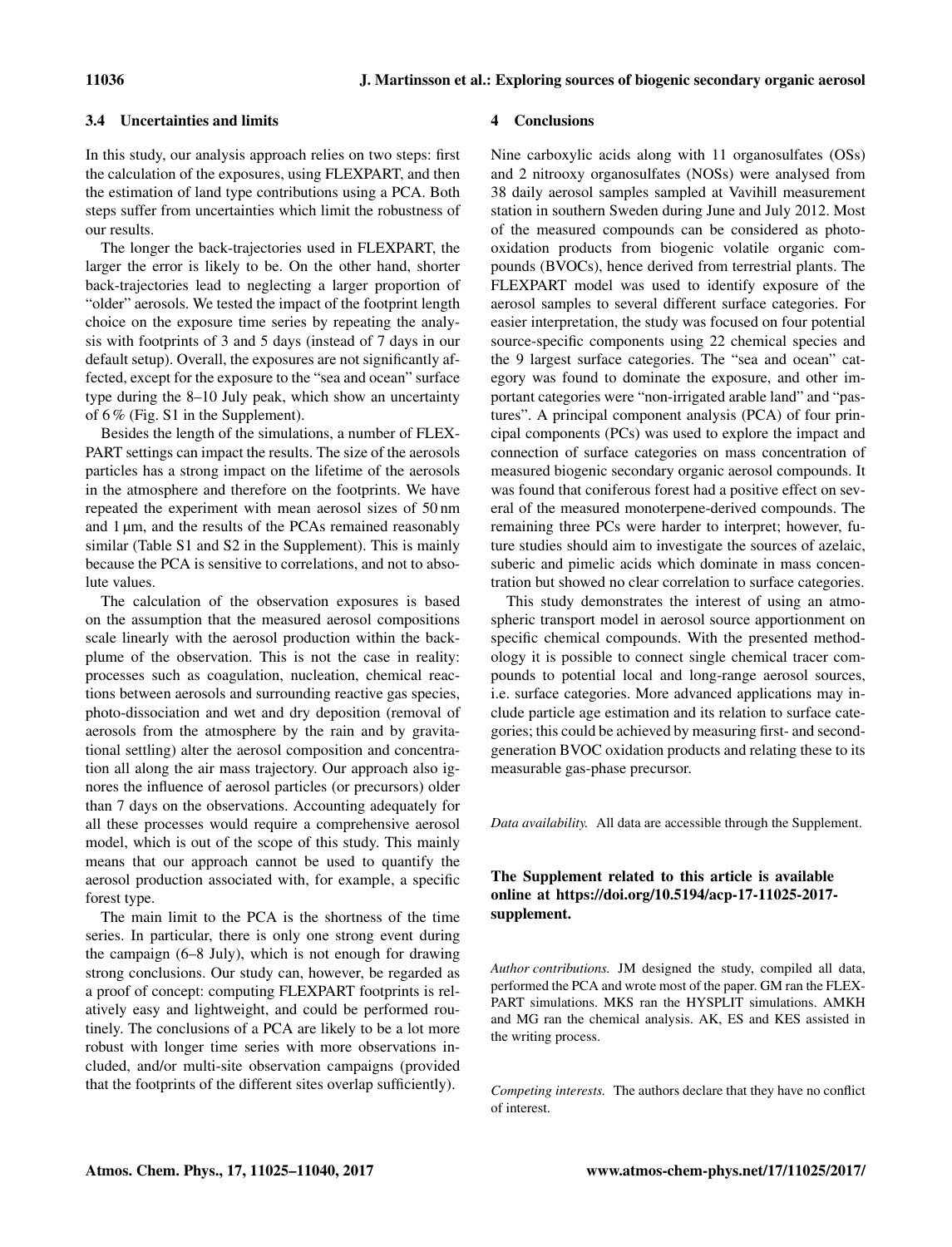### 3.4 Uncertainties and limits

In this study, our analysis approach relies on two steps: first the calculation of the exposures, using FLEXPART, and then the estimation of land type contributions using a PCA. Both steps suffer from uncertainties which limit the robustness of our results.

The longer the back-trajectories used in FLEXPART, the larger the error is likely to be. On the other hand, shorter back-trajectories lead to neglecting a larger proportion of "older" aerosols. We tested the impact of the footprint length choice on the exposure time series by repeating the analysis with footprints of 3 and 5 days (instead of 7 days in our default setup). Overall, the exposures are not significantly affected, except for the exposure to the "sea and ocean" surface type during the 8–10 July peak, which show an uncertainty of 6 % (Fig. S1 in the Supplement).

Besides the length of the simulations, a number of FLEXPART settings can impact the results. The size of the aerosols particles has a strong impact on the lifetime of the aerosols in the atmosphere and therefore on the footprints. We have repeated the experiment with mean aerosol sizes of 50 nm and 1 µm, and the results of the PCAs remained reasonably similar (Table S1 and S2 in the Supplement). This is mainly because the PCA is sensitive to correlations, and not to absolute values.

The calculation of the observation exposures is based on the assumption that the measured aerosol compositions scale linearly with the aerosol production within the backplume of the observation. This is not the case in reality: processes such as coagulation, nucleation, chemical reactions between aerosols and surrounding reactive gas species, photo-dissociation and wet and dry deposition (removal of aerosols from the atmosphere by the rain and by gravitational settling) alter the aerosol composition and concentration all along the air mass trajectory. Our approach also ignores the influence of aerosol particles (or precursors) older than 7 days on the observations. Accounting adequately for all these processes would require a comprehensive aerosol model, which is out of the scope of this study. This mainly means that our approach cannot be used to quantify the aerosol production associated with, for example, a specific forest type.

The main limit to the PCA is the shortness of the time series. In particular, there is only one strong event during the campaign (6–8 July), which is not enough for drawing strong conclusions. Our study can, however, be regarded as a proof of concept: computing FLEXPART footprints is relatively easy and lightweight, and could be performed routinely. The conclusions of a PCA are likely to be a lot more robust with longer time series with more observations included, and/or multi-site observation campaigns (provided that the footprints of the different sites overlap sufficiently).

## 4 Conclusions

Nine carboxylic acids along with 11 organosulfates (OSs) and 2 nitrooxy organosulfates (NOSs) were analysed from 38 daily aerosol samples sampled at Vavihill measurement station in southern Sweden during June and July 2012. Most of the measured compounds can be considered as photooxidation products from biogenic volatile organic compounds (BVOCs), hence derived from terrestrial plants. The FLEXPART model was used to identify exposure of the aerosol samples to several different surface categories. For easier interpretation, the study was focused on four potential source-specific components using 22 chemical species and the 9 largest surface categories. The "sea and ocean" category was found to dominate the exposure, and other important categories were "non-irrigated arable land" and "pastures". A principal component analysis (PCA) of four principal components (PCs) was used to explore the impact and connection of surface categories on mass concentration of measured biogenic secondary organic aerosol compounds. It was found that coniferous forest had a positive effect on several of the measured monoterpene-derived compounds. The remaining three PCs were harder to interpret; however, future studies should aim to investigate the sources of azelaic, suberic and pimelic acids which dominate in mass concentration but showed no clear correlation to surface categories.

This study demonstrates the interest of using an atmospheric transport model in aerosol source apportionment on specific chemical compounds. With the presented methodology it is possible to connect single chemical tracer compounds to potential local and long-range aerosol sources, i.e. surface categories. More advanced applications may include particle age estimation and its relation to surface categories; this could be achieved by measuring first- and second-generation BVOC oxidation products and relating these to its measurable gas-phase precursor.

*Data availability.* All data are accessible through the Supplement.

**The Supplement related to this article is available online at https://doi.org/10.5194/acp-17-11025-2017-supplement.**

*Author contributions.* JM designed the study, compiled all data, performed the PCA and wrote most of the paper. GM ran the FLEXPART simulations. MKS ran the HYSPLIT simulations. AMKH and MG ran the chemical analysis. AK, ES and KES assisted in the writing process.

*Competing interests.* The authors declare that they have no conflict of interest.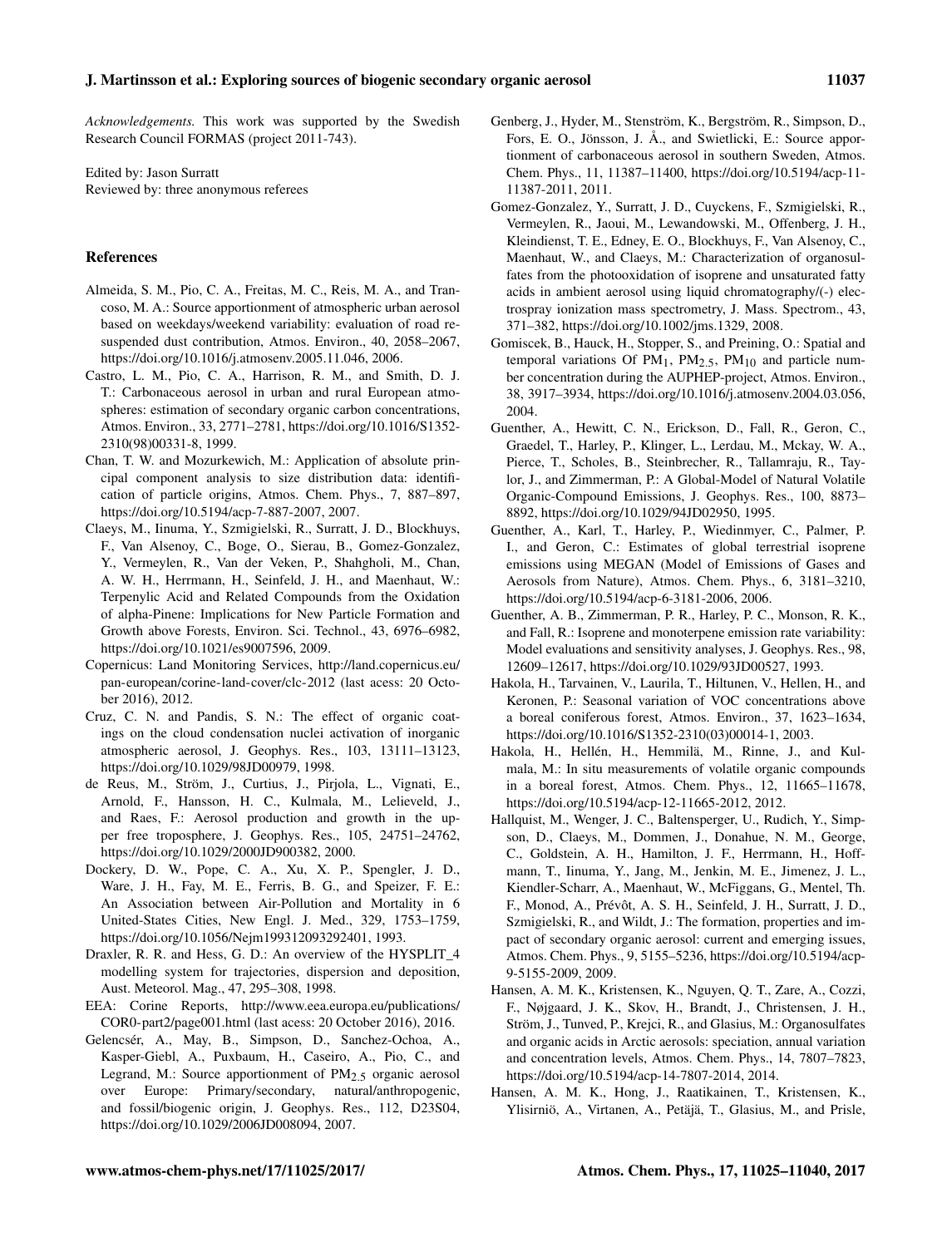*Acknowledgements.* This work was supported by the Swedish Research Council FORMAS (project 2011-743).

Edited by: Jason Surratt
Reviewed by: three anonymous referees

## References

Almeida, S. M., Pio, C. A., Freitas, M. C., Reis, M. A., and Trancoso, M. A.: Source apportionment of atmospheric urban aerosol based on weekdays/weekend variability: evaluation of road resuspended dust contribution, Atmos. Environ., 40, 2058–2067, https://doi.org/10.1016/j.atmosenv.2005.11.046, 2006.

Castro, L. M., Pio, C. A., Harrison, R. M., and Smith, D. J. T.: Carbonaceous aerosol in urban and rural European atmospheres: estimation of secondary organic carbon concentrations, Atmos. Environ., 33, 2771–2781, https://doi.org/10.1016/S1352-2310(98)00331-8, 1999.

Chan, T. W. and Mozurkewich, M.: Application of absolute principal component analysis to size distribution data: identification of particle origins, Atmos. Chem. Phys., 7, 887–897, https://doi.org/10.5194/acp-7-887-2007, 2007.

Claeys, M., Iinuma, Y., Szmigielski, R., Surratt, J. D., Blockhuys, F., Van Alsenoy, C., Boge, O., Sierau, B., Gomez-Gonzalez, Y., Vermeylen, R., Van der Veken, P., Shahgholi, M., Chan, A. W. H., Herrmann, H., Seinfeld, J. H., and Maenhaut, W.: Terpenylic Acid and Related Compounds from the Oxidation of alpha-Pinene: Implications for New Particle Formation and Growth above Forests, Environ. Sci. Technol., 43, 6976–6982, https://doi.org/10.1021/es9007596, 2009.

Copernicus: Land Monitoring Services, http://land.copernicus.eu/pan-european/corine-land-cover/clc-2012 (last acess: 20 October 2016), 2012.

Cruz, C. N. and Pandis, S. N.: The effect of organic coatings on the cloud condensation nuclei activation of inorganic atmospheric aerosol, J. Geophys. Res., 103, 13111–13123, https://doi.org/10.1029/98JD00979, 1998.

de Reus, M., Ström, J., Curtius, J., Pirjola, L., Vignati, E., Arnold, F., Hansson, H. C., Kulmala, M., Lelieveld, J., and Raes, F.: Aerosol production and growth in the upper free troposphere, J. Geophys. Res., 105, 24751–24762, https://doi.org/10.1029/2000JD900382, 2000.

Dockery, D. W., Pope, C. A., Xu, X. P., Spengler, J. D., Ware, J. H., Fay, M. E., Ferris, B. G., and Speizer, F. E.: An Association between Air-Pollution and Mortality in 6 United-States Cities, New Engl. J. Med., 329, 1753–1759, https://doi.org/10.1056/Nejm199312093292401, 1993.

Draxler, R. R. and Hess, G. D.: An overview of the HYSPLIT_4 modelling system for trajectories, dispersion and deposition, Aust. Meteorol. Mag., 47, 295–308, 1998.

EEA: Corine Reports, http://www.eea.europa.eu/publications/COR0-part2/page001.html (last acess: 20 October 2016), 2016.

Gelencsér, A., May, B., Simpson, D., Sanchez-Ochoa, A., Kasper-Giebl, A., Puxbaum, H., Caseiro, A., Pio, C., and Legrand, M.: Source apportionment of $PM_{2.5}$ organic aerosol over Europe: Primary/secondary, natural/anthropogenic, and fossil/biogenic origin, J. Geophys. Res., 112, D23S04, https://doi.org/10.1029/2006JD008094, 2007.

Genberg, J., Hyder, M., Stenström, K., Bergström, R., Simpson, D., Fors, E. O., Jönsson, J. Å., and Swietlicki, E.: Source apportionment of carbonaceous aerosol in southern Sweden, Atmos. Chem. Phys., 11, 11387–11400, https://doi.org/10.5194/acp-11-11387-2011, 2011.

Gomez-Gonzalez, Y., Surratt, J. D., Cuyckens, F., Szmigielski, R., Vermeylen, R., Jaoui, M., Lewandowski, M., Offenberg, J. H., Kleindienst, T. E., Edney, E. O., Blockhuys, F., Van Alsenoy, C., Maenhaut, W., and Claeys, M.: Characterization of organosulfates from the photooxidation of isoprene and unsaturated fatty acids in ambient aerosol using liquid chromatography/(-) electrospray ionization mass spectrometry, J. Mass. Spectrom., 43, 371–382, https://doi.org/10.1002/jms.1329, 2008.

Gomiscek, B., Hauck, H., Stopper, S., and Preining, O.: Spatial and temporal variations Of $PM_1$, $PM_{2.5}$, $PM_{10}$ and particle number concentration during the AUPHEP-project, Atmos. Environ., 38, 3917–3934, https://doi.org/10.1016/j.atmosenv.2004.03.056, 2004.

Guenther, A., Hewitt, C. N., Erickson, D., Fall, R., Geron, C., Graedel, T., Harley, P., Klinger, L., Lerdau, M., Mckay, W. A., Pierce, T., Scholes, B., Steinbrecher, R., Tallamraju, R., Taylor, J., and Zimmerman, P.: A Global-Model of Natural Volatile Organic-Compound Emissions, J. Geophys. Res., 100, 8873–8892, https://doi.org/10.1029/94JD02950, 1995.

Guenther, A., Karl, T., Harley, P., Wiedinmyer, C., Palmer, P. I., and Geron, C.: Estimates of global terrestrial isoprene emissions using MEGAN (Model of Emissions of Gases and Aerosols from Nature), Atmos. Chem. Phys., 6, 3181–3210, https://doi.org/10.5194/acp-6-3181-2006, 2006.

Guenther, A. B., Zimmerman, P. R., Harley, P. C., Monson, R. K., and Fall, R.: Isoprene and monoterpene emission rate variability: Model evaluations and sensitivity analyses, J. Geophys. Res., 98, 12609–12617, https://doi.org/10.1029/93JD00527, 1993.

Hakola, H., Tarvainen, V., Laurila, T., Hiltunen, V., Hellen, H., and Keronen, P.: Seasonal variation of VOC concentrations above a boreal coniferous forest, Atmos. Environ., 37, 1623–1634, https://doi.org/10.1016/S1352-2310(03)00014-1, 2003.

Hakola, H., Hellén, H., Hemmilä, M., Rinne, J., and Kulmala, M.: In situ measurements of volatile organic compounds in a boreal forest, Atmos. Chem. Phys., 12, 11665–11678, https://doi.org/10.5194/acp-12-11665-2012, 2012.

Hallquist, M., Wenger, J. C., Baltensperger, U., Rudich, Y., Simpson, D., Claeys, M., Dommen, J., Donahue, N. M., George, C., Goldstein, A. H., Hamilton, J. F., Herrmann, H., Hoffmann, T., Iinuma, Y., Jang, M., Jenkin, M. E., Jimenez, J. L., Kiendler-Scharr, A., Maenhaut, W., McFiggans, G., Mentel, Th. F., Monod, A., Prévôt, A. S. H., Seinfeld, J. H., Surratt, J. D., Szmigielski, R., and Wildt, J.: The formation, properties and impact of secondary organic aerosol: current and emerging issues, Atmos. Chem. Phys., 9, 5155–5236, https://doi.org/10.5194/acp-9-5155-2009, 2009.

Hansen, A. M. K., Kristensen, K., Nguyen, Q. T., Zare, A., Cozzi, F., Nøjgaard, J. K., Skov, H., Brandt, J., Christensen, J. H., Ström, J., Tunved, P., Krejci, R., and Glasius, M.: Organosulfates and organic acids in Arctic aerosols: speciation, annual variation and concentration levels, Atmos. Chem. Phys., 14, 7807–7823, https://doi.org/10.5194/acp-14-7807-2014, 2014.

Hansen, A. M. K., Hong, J., Raatikainen, T., Kristensen, K., Ylisirniö, A., Virtanen, A., Petäjä, T., Glasius, M., and Prisle,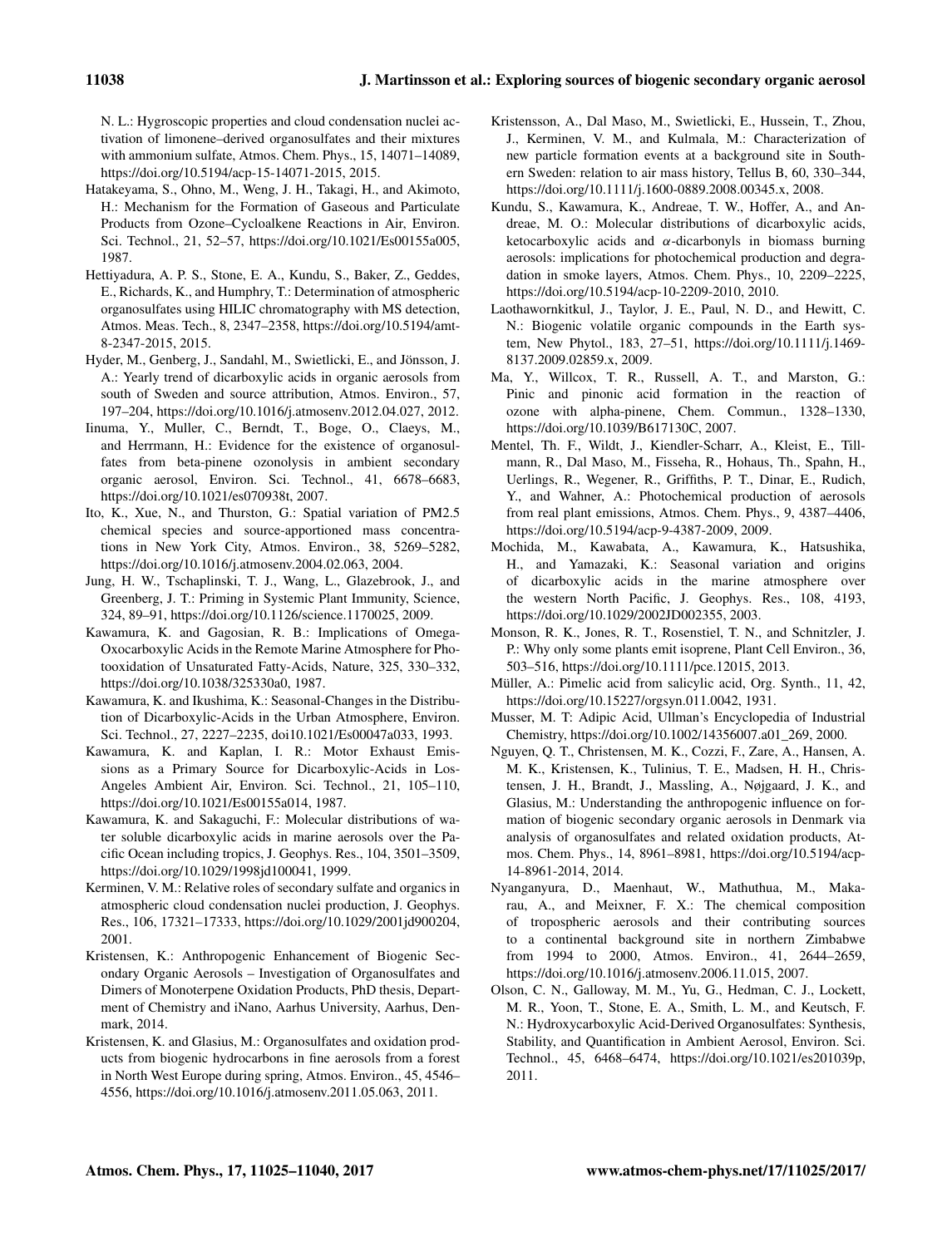N. L.: Hygroscopic properties and cloud condensation nuclei activation of limonene–derived organosulfates and their mixtures with ammonium sulfate, Atmos. Chem. Phys., 15, 14071–14089, https://doi.org/10.5194/acp-15-14071-2015, 2015.

Hatakeyama, S., Ohno, M., Weng, J. H., Takagi, H., and Akimoto, H.: Mechanism for the Formation of Gaseous and Particulate Products from Ozone–Cycloalkene Reactions in Air, Environ. Sci. Technol., 21, 52–57, https://doi.org/10.1021/Es00155a005, 1987.

Hettiyadura, A. P. S., Stone, E. A., Kundu, S., Baker, Z., Geddes, E., Richards, K., and Humphry, T.: Determination of atmospheric organosulfates using HILIC chromatography with MS detection, Atmos. Meas. Tech., 8, 2347–2358, https://doi.org/10.5194/amt-8-2347-2015, 2015.

Hyder, M., Genberg, J., Sandahl, M., Swietlicki, E., and Jönsson, J. A.: Yearly trend of dicarboxylic acids in organic aerosols from south of Sweden and source attribution, Atmos. Environ., 57, 197–204, https://doi.org/10.1016/j.atmosenv.2012.04.027, 2012.

Iinuma, Y., Muller, C., Berndt, T., Boge, O., Claeys, M., and Herrmann, H.: Evidence for the existence of organosulfates from beta-pinene ozonolysis in ambient secondary organic aerosol, Environ. Sci. Technol., 41, 6678–6683, https://doi.org/10.1021/es070938t, 2007.

Ito, K., Xue, N., and Thurston, G.: Spatial variation of PM2.5 chemical species and source-apportioned mass concentrations in New York City, Atmos. Environ., 38, 5269–5282, https://doi.org/10.1016/j.atmosenv.2004.02.063, 2004.

Jung, H. W., Tschaplinski, T. J., Wang, L., Glazebrook, J., and Greenberg, J. T.: Priming in Systemic Plant Immunity, Science, 324, 89–91, https://doi.org/10.1126/science.1170025, 2009.

Kawamura, K. and Gagosian, R. B.: Implications of Omega-Oxocarboxylic Acids in the Remote Marine Atmosphere for Photooxidation of Unsaturated Fatty-Acids, Nature, 325, 330–332, https://doi.org/10.1038/325330a0, 1987.

Kawamura, K. and Ikushima, K.: Seasonal-Changes in the Distribution of Dicarboxylic-Acids in the Urban Atmosphere, Environ. Sci. Technol., 27, 2227–2235, doi10.1021/Es00047a033, 1993.

Kawamura, K. and Kaplan, I. R.: Motor Exhaust Emissions as a Primary Source for Dicarboxylic-Acids in Los-Angeles Ambient Air, Environ. Sci. Technol., 21, 105–110, https://doi.org/10.1021/Es00155a014, 1987.

Kawamura, K. and Sakaguchi, F.: Molecular distributions of water soluble dicarboxylic acids in marine aerosols over the Pacific Ocean including tropics, J. Geophys. Res., 104, 3501–3509, https://doi.org/10.1029/1998jd100041, 1999.

Kerminen, V. M.: Relative roles of secondary sulfate and organics in atmospheric cloud condensation nuclei production, J. Geophys. Res., 106, 17321–17333, https://doi.org/10.1029/2001jd900204, 2001.

Kristensen, K.: Anthropogenic Enhancement of Biogenic Secondary Organic Aerosols – Investigation of Organosulfates and Dimers of Monoterpene Oxidation Products, PhD thesis, Department of Chemistry and iNano, Aarhus University, Aarhus, Denmark, 2014.

Kristensen, K. and Glasius, M.: Organosulfates and oxidation products from biogenic hydrocarbons in fine aerosols from a forest in North West Europe during spring, Atmos. Environ., 45, 4546–4556, https://doi.org/10.1016/j.atmosenv.2011.05.063, 2011.

Kristensson, A., Dal Maso, M., Swietlicki, E., Hussein, T., Zhou, J., Kerminen, V. M., and Kulmala, M.: Characterization of new particle formation events at a background site in Southern Sweden: relation to air mass history, Tellus B, 60, 330–344, https://doi.org/10.1111/j.1600-0889.2008.00345.x, 2008.

Kundu, S., Kawamura, K., Andreae, T. W., Hoffer, A., and Andreae, M. O.: Molecular distributions of dicarboxylic acids, ketocarboxylic acids and $\alpha$-dicarbonyls in biomass burning aerosols: implications for photochemical production and degradation in smoke layers, Atmos. Chem. Phys., 10, 2209–2225, https://doi.org/10.5194/acp-10-2209-2010, 2010.

Laothawornkitkul, J., Taylor, J. E., Paul, N. D., and Hewitt, C. N.: Biogenic volatile organic compounds in the Earth system, New Phytol., 183, 27–51, https://doi.org/10.1111/j.1469-8137.2009.02859.x, 2009.

Ma, Y., Willcox, T. R., Russell, A. T., and Marston, G.: Pinic and pinonic acid formation in the reaction of ozone with alpha-pinene, Chem. Commun., 1328–1330, https://doi.org/10.1039/B617130C, 2007.

Mentel, Th. F., Wildt, J., Kiendler-Scharr, A., Kleist, E., Tillmann, R., Dal Maso, M., Fisseha, R., Hohaus, Th., Spahn, H., Uerlings, R., Wegener, R., Griffiths, P. T., Dinar, E., Rudich, Y., and Wahner, A.: Photochemical production of aerosols from real plant emissions, Atmos. Chem. Phys., 9, 4387–4406, https://doi.org/10.5194/acp-9-4387-2009, 2009.

Mochida, M., Kawabata, A., Kawamura, K., Hatsushika, H., and Yamazaki, K.: Seasonal variation and origins of dicarboxylic acids in the marine atmosphere over the western North Pacific, J. Geophys. Res., 108, 4193, https://doi.org/10.1029/2002JD002355, 2003.

Monson, R. K., Jones, R. T., Rosenstiel, T. N., and Schnitzler, J. P.: Why only some plants emit isoprene, Plant Cell Environ., 36, 503–516, https://doi.org/10.1111/pce.12015, 2013.

Müller, A.: Pimelic acid from salicylic acid, Org. Synth., 11, 42, https://doi.org/10.15227/orgsyn.011.0042, 1931.

Musser, M. T: Adipic Acid, Ullman's Encyclopedia of Industrial Chemistry, https://doi.org/10.1002/14356007.a01_269, 2000.

Nguyen, Q. T., Christensen, M. K., Cozzi, F., Zare, A., Hansen, A. M. K., Kristensen, K., Tulinius, T. E., Madsen, H. H., Christensen, J. H., Brandt, J., Massling, A., Nøjgaard, J. K., and Glasius, M.: Understanding the anthropogenic influence on formation of biogenic secondary organic aerosols in Denmark via analysis of organosulfates and related oxidation products, Atmos. Chem. Phys., 14, 8961–8981, https://doi.org/10.5194/acp-14-8961-2014, 2014.

Nyanganyura, D., Maenhaut, W., Mathuthua, M., Makarau, A., and Meixner, F. X.: The chemical composition of tropospheric aerosols and their contributing sources to a continental background site in northern Zimbabwe from 1994 to 2000, Atmos. Environ., 41, 2644–2659, https://doi.org/10.1016/j.atmosenv.2006.11.015, 2007.

Olson, C. N., Galloway, M. M., Yu, G., Hedman, C. J., Lockett, M. R., Yoon, T., Stone, E. A., Smith, L. M., and Keutsch, F. N.: Hydroxycarboxylic Acid-Derived Organosulfates: Synthesis, Stability, and Quantification in Ambient Aerosol, Environ. Sci. Technol., 45, 6468–6474, https://doi.org/10.1021/es201039p, 2011.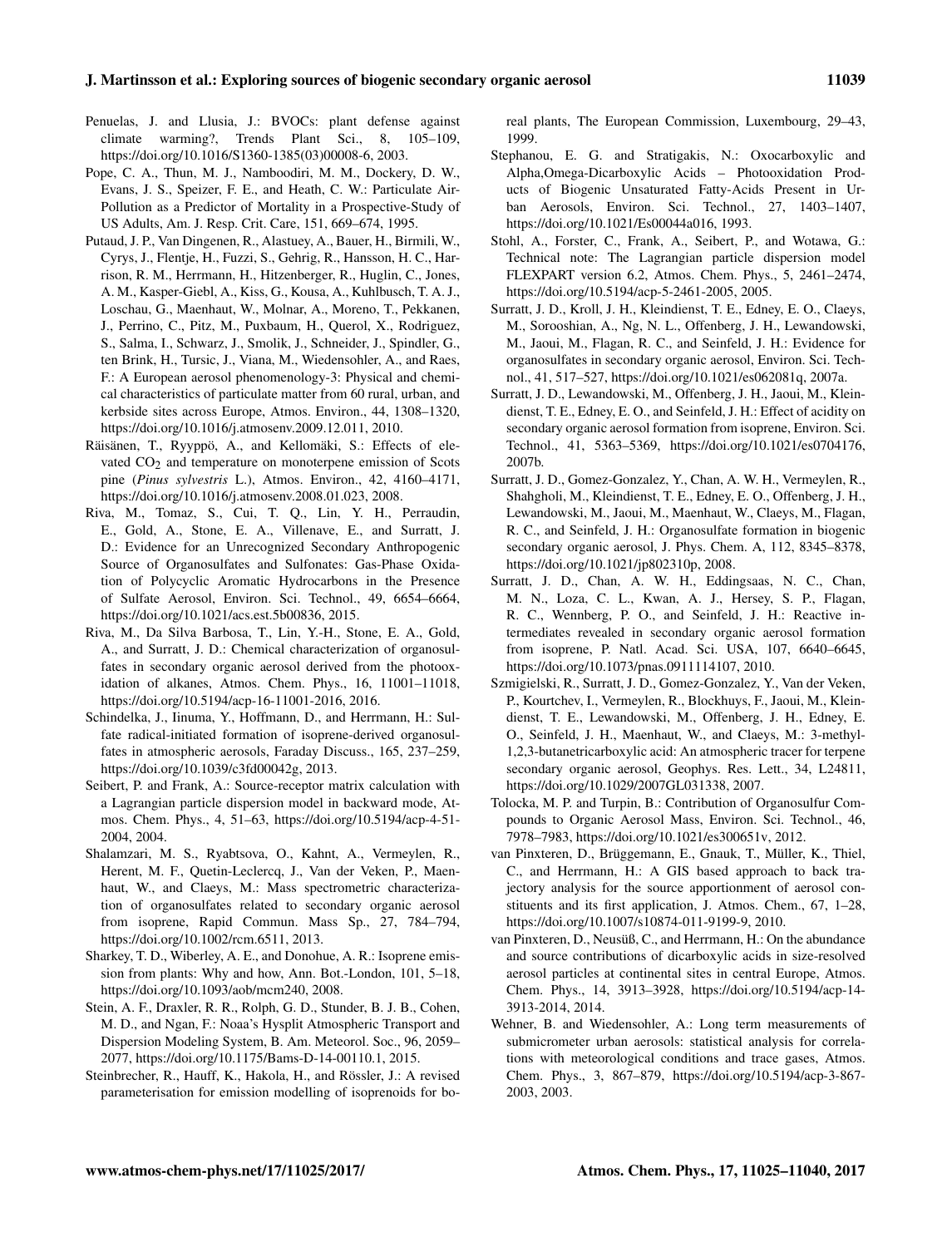Penuelas, J. and Llusia, J.: BVOCs: plant defense against climate warming?, Trends Plant Sci., 8, 105–109, https://doi.org/10.1016/S1360-1385(03)00008-6, 2003.

Pope, C. A., Thun, M. J., Namboodiri, M. M., Dockery, D. W., Evans, J. S., Speizer, F. E., and Heath, C. W.: Particulate Air-Pollution as a Predictor of Mortality in a Prospective-Study of US Adults, Am. J. Resp. Crit. Care, 151, 669–674, 1995.

Putaud, J. P., Van Dingenen, R., Alastuey, A., Bauer, H., Birmili, W., Cyrys, J., Flentje, H., Fuzzi, S., Gehrig, R., Hansson, H. C., Harrison, R. M., Herrmann, H., Hitzenberger, R., Huglin, C., Jones, A. M., Kasper-Giebl, A., Kiss, G., Kousa, A., Kuhlbusch, T. A. J., Loschau, G., Maenhaut, W., Molnar, A., Moreno, T., Pekkanen, J., Perrino, C., Pitz, M., Puxbaum, H., Querol, X., Rodriguez, S., Salma, I., Schwarz, J., Smolik, J., Schneider, J., Spindler, G., ten Brink, H., Tursic, J., Viana, M., Wiedensohler, A., and Raes, F.: A European aerosol phenomenology-3: Physical and chemical characteristics of particulate matter from 60 rural, urban, and kerbside sites across Europe, Atmos. Environ., 44, 1308–1320, https://doi.org/10.1016/j.atmosenv.2009.12.011, 2010.

Räisänen, T., Ryyppö, A., and Kellomäki, S.: Effects of elevated $CO_2$ and temperature on monoterpene emission of Scots pine (*Pinus sylvestris* L.), Atmos. Environ., 42, 4160–4171, https://doi.org/10.1016/j.atmosenv.2008.01.023, 2008.

Riva, M., Tomaz, S., Cui, T. Q., Lin, Y. H., Perraudin, E., Gold, A., Stone, E. A., Villenave, E., and Surratt, J. D.: Evidence for an Unrecognized Secondary Anthropogenic Source of Organosulfates and Sulfonates: Gas-Phase Oxidation of Polycyclic Aromatic Hydrocarbons in the Presence of Sulfate Aerosol, Environ. Sci. Technol., 49, 6654–6664, https://doi.org/10.1021/acs.est.5b00836, 2015.

Riva, M., Da Silva Barbosa, T., Lin, Y.-H., Stone, E. A., Gold, A., and Surratt, J. D.: Chemical characterization of organosulfates in secondary organic aerosol derived from the photooxidation of alkanes, Atmos. Chem. Phys., 16, 11001–11018, https://doi.org/10.5194/acp-16-11001-2016, 2016.

Schindelka, J., Iinuma, Y., Hoffmann, D., and Herrmann, H.: Sulfate radical-initiated formation of isoprene-derived organosulfates in atmospheric aerosols, Faraday Discuss., 165, 237–259, https://doi.org/10.1039/c3fd00042g, 2013.

Seibert, P. and Frank, A.: Source-receptor matrix calculation with a Lagrangian particle dispersion model in backward mode, Atmos. Chem. Phys., 4, 51–63, https://doi.org/10.5194/acp-4-51-2004, 2004.

Shalamzari, M. S., Ryabtsova, O., Kahnt, A., Vermeylen, R., Herent, M. F., Quetin-Leclercq, J., Van der Veken, P., Maenhaut, W., and Claeys, M.: Mass spectrometric characterization of organosulfates related to secondary organic aerosol from isoprene, Rapid Commun. Mass Sp., 27, 784–794, https://doi.org/10.1002/rcm.6511, 2013.

Sharkey, T. D., Wiberley, A. E., and Donohue, A. R.: Isoprene emission from plants: Why and how, Ann. Bot.-London, 101, 5–18, https://doi.org/10.1093/aob/mcm240, 2008.

Stein, A. F., Draxler, R. R., Rolph, G. D., Stunder, B. J. B., Cohen, M. D., and Ngan, F.: Noaa's Hysplit Atmospheric Transport and Dispersion Modeling System, B. Am. Meteorol. Soc., 96, 2059–2077, https://doi.org/10.1175/Bams-D-14-00110.1, 2015.

Steinbrecher, R., Hauff, K., Hakola, H., and Rössler, J.: A revised parameterisation for emission modelling of isoprenoids for boreal plants, The European Commission, Luxembourg, 29–43, 1999.

Stephanou, E. G. and Stratigakis, N.: Oxocarboxylic and Alpha,Omega-Dicarboxylic Acids – Photooxidation Products of Biogenic Unsaturated Fatty-Acids Present in Urban Aerosols, Environ. Sci. Technol., 27, 1403–1407, https://doi.org/10.1021/Es00044a016, 1993.

Stohl, A., Forster, C., Frank, A., Seibert, P., and Wotawa, G.: Technical note: The Lagrangian particle dispersion model FLEXPART version 6.2, Atmos. Chem. Phys., 5, 2461–2474, https://doi.org/10.5194/acp-5-2461-2005, 2005.

Surratt, J. D., Kroll, J. H., Kleindienst, T. E., Edney, E. O., Claeys, M., Sorooshian, A., Ng, N. L., Offenberg, J. H., Lewandowski, M., Jaoui, M., Flagan, R. C., and Seinfeld, J. H.: Evidence for organosulfates in secondary organic aerosol, Environ. Sci. Technol., 41, 517–527, https://doi.org/10.1021/es062081q, 2007a.

Surratt, J. D., Lewandowski, M., Offenberg, J. H., Jaoui, M., Kleindienst, T. E., Edney, E. O., and Seinfeld, J. H.: Effect of acidity on secondary organic aerosol formation from isoprene, Environ. Sci. Technol., 41, 5363–5369, https://doi.org/10.1021/es0704176, 2007b.

Surratt, J. D., Gomez-Gonzalez, Y., Chan, A. W. H., Vermeylen, R., Shahgholi, M., Kleindienst, T. E., Edney, E. O., Offenberg, J. H., Lewandowski, M., Jaoui, M., Maenhaut, W., Claeys, M., Flagan, R. C., and Seinfeld, J. H.: Organosulfate formation in biogenic secondary organic aerosol, J. Phys. Chem. A, 112, 8345–8378, https://doi.org/10.1021/jp802310p, 2008.

Surratt, J. D., Chan, A. W. H., Eddingsaas, N. C., Chan, M. N., Loza, C. L., Kwan, A. J., Hersey, S. P., Flagan, R. C., Wennberg, P. O., and Seinfeld, J. H.: Reactive intermediates revealed in secondary organic aerosol formation from isoprene, P. Natl. Acad. Sci. USA, 107, 6640–6645, https://doi.org/10.1073/pnas.0911114107, 2010.

Szmigielski, R., Surratt, J. D., Gomez-Gonzalez, Y., Van der Veken, P., Kourtchev, I., Vermeylen, R., Blockhuys, F., Jaoui, M., Kleindienst, T. E., Lewandowski, M., Offenberg, J. H., Edney, E. O., Seinfeld, J. H., Maenhaut, W., and Claeys, M.: 3-methyl-1,2,3-butanetricarboxylic acid: An atmospheric tracer for terpene secondary organic aerosol, Geophys. Res. Lett., 34, L24811, https://doi.org/10.1029/2007GL031338, 2007.

Tolocka, M. P. and Turpin, B.: Contribution of Organosulfur Compounds to Organic Aerosol Mass, Environ. Sci. Technol., 46, 7978–7983, https://doi.org/10.1021/es300651v, 2012.

van Pinxteren, D., Brüggemann, E., Gnauk, T., Müller, K., Thiel, C., and Herrmann, H.: A GIS based approach to back trajectory analysis for the source apportionment of aerosol constituents and its first application, J. Atmos. Chem., 67, 1–28, https://doi.org/10.1007/s10874-011-9199-9, 2010.

van Pinxteren, D., Neusüß, C., and Herrmann, H.: On the abundance and source contributions of dicarboxylic acids in size-resolved aerosol particles at continental sites in central Europe, Atmos. Chem. Phys., 14, 3913–3928, https://doi.org/10.5194/acp-14-3913-2014, 2014.

Wehner, B. and Wiedensohler, A.: Long term measurements of submicrometer urban aerosols: statistical analysis for correlations with meteorological conditions and trace gases, Atmos. Chem. Phys., 3, 867–879, https://doi.org/10.5194/acp-3-867-2003, 2003.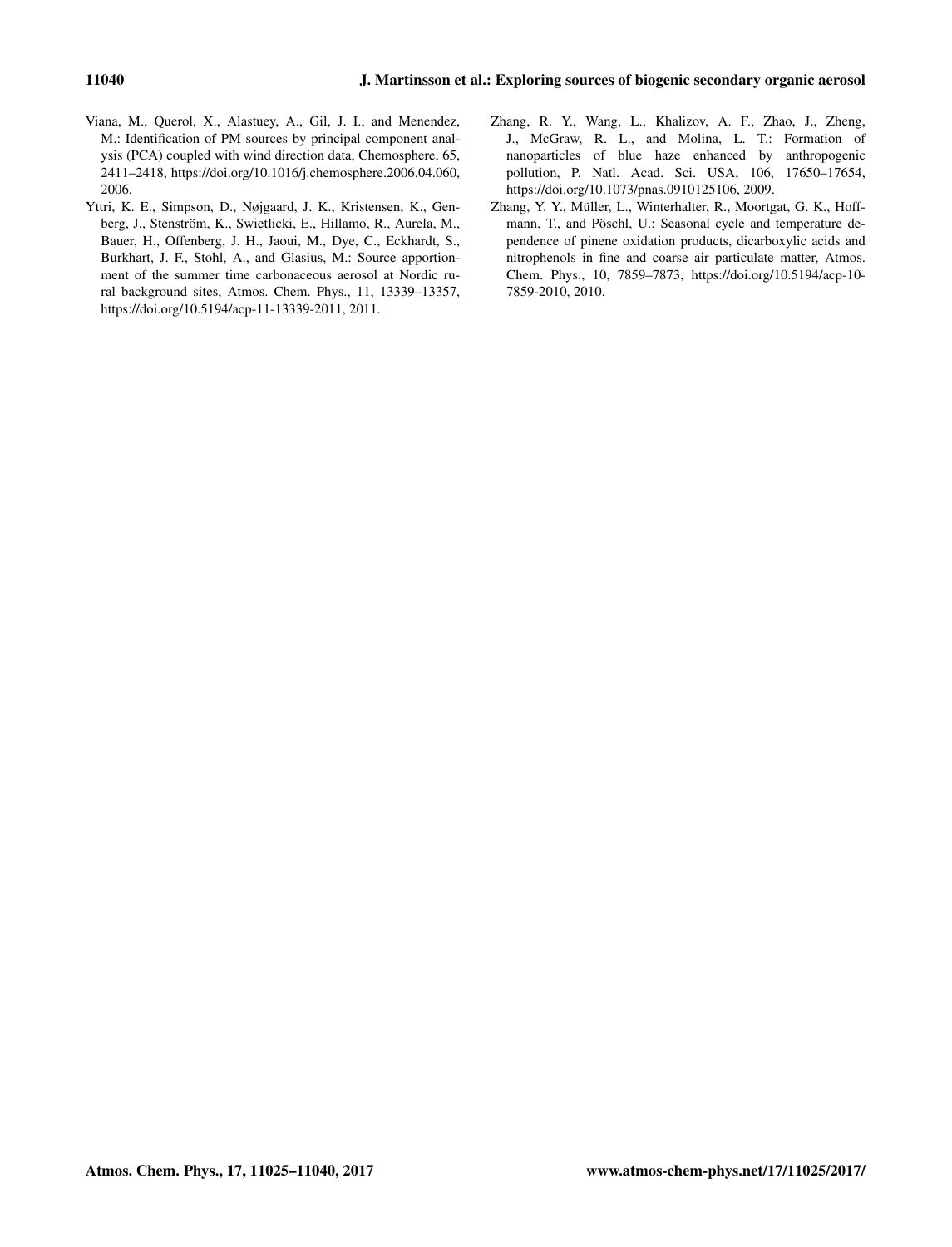Viana, M., Querol, X., Alastuey, A., Gil, J. I., and Menendez, M.: Identification of PM sources by principal component analysis (PCA) coupled with wind direction data, Chemosphere, 65, 2411–2418, https://doi.org/10.1016/j.chemosphere.2006.04.060, 2006.

Yttri, K. E., Simpson, D., Nøjgaard, J. K., Kristensen, K., Genberg, J., Stenström, K., Swietlicki, E., Hillamo, R., Aurela, M., Bauer, H., Offenberg, J. H., Jaoui, M., Dye, C., Eckhardt, S., Burkhart, J. F., Stohl, A., and Glasius, M.: Source apportionment of the summer time carbonaceous aerosol at Nordic rural background sites, Atmos. Chem. Phys., 11, 13339–13357, https://doi.org/10.5194/acp-11-13339-2011, 2011.

Zhang, R. Y., Wang, L., Khalizov, A. F., Zhao, J., Zheng, J., McGraw, R. L., and Molina, L. T.: Formation of nanoparticles of blue haze enhanced by anthropogenic pollution, P. Natl. Acad. Sci. USA, 106, 17650–17654, https://doi.org/10.1073/pnas.0910125106, 2009.

Zhang, Y. Y., Müller, L., Winterhalter, R., Moortgat, G. K., Hoffmann, T., and Pöschl, U.: Seasonal cycle and temperature dependence of pinene oxidation products, dicarboxylic acids and nitrophenols in fine and coarse air particulate matter, Atmos. Chem. Phys., 10, 7859–7873, https://doi.org/10.5194/acp-10-7859-2010, 2010.